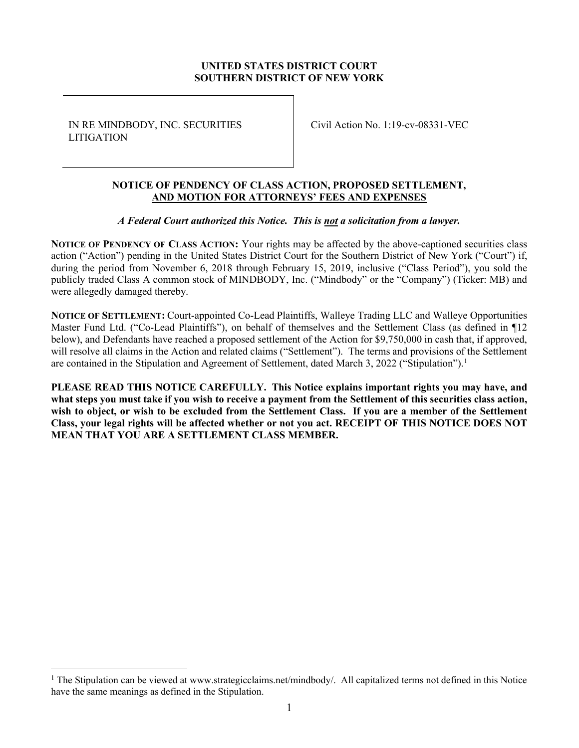**UNITED STATES DISTRICT COURT**
**SOUTHERN DISTRICT OF NEW YORK**

| IN RE MINDBODY, INC. SECURITIES LITIGATION | Civil Action No. 1:19-cv-08331-VEC |
|---|---|

**NOTICE OF PENDENCY OF CLASS ACTION, PROPOSED SETTLEMENT, AND MOTION FOR ATTORNEYS' FEES AND EXPENSES**

***A Federal Court authorized this Notice. This is not a solicitation from a lawyer.***

**NOTICE OF PENDENCY OF CLASS ACTION:** Your rights may be affected by the above-captioned securities class action ("Action") pending in the United States District Court for the Southern District of New York ("Court") if, during the period from November 6, 2018 through February 15, 2019, inclusive ("Class Period"), you sold the publicly traded Class A common stock of MINDBODY, Inc. ("Mindbody" or the "Company") (Ticker: MB) and were allegedly damaged thereby.

**NOTICE OF SETTLEMENT:** Court-appointed Co-Lead Plaintiffs, Walleye Trading LLC and Walleye Opportunities Master Fund Ltd. ("Co-Lead Plaintiffs"), on behalf of themselves and the Settlement Class (as defined in ¶12 below), and Defendants have reached a proposed settlement of the Action for $9,750,000 in cash that, if approved, will resolve all claims in the Action and related claims ("Settlement"). The terms and provisions of the Settlement are contained in the Stipulation and Agreement of Settlement, dated March 3, 2022 ("Stipulation").[1]

**PLEASE READ THIS NOTICE CAREFULLY. This Notice explains important rights you may have, and what steps you must take if you wish to receive a payment from the Settlement of this securities class action, wish to object, or wish to be excluded from the Settlement Class. If you are a member of the Settlement Class, your legal rights will be affected whether or not you act. RECEIPT OF THIS NOTICE DOES NOT MEAN THAT YOU ARE A SETTLEMENT CLASS MEMBER.**

[1] The Stipulation can be viewed at www.strategicclaims.net/mindbody/. All capitalized terms not defined in this Notice have the same meanings as defined in the Stipulation.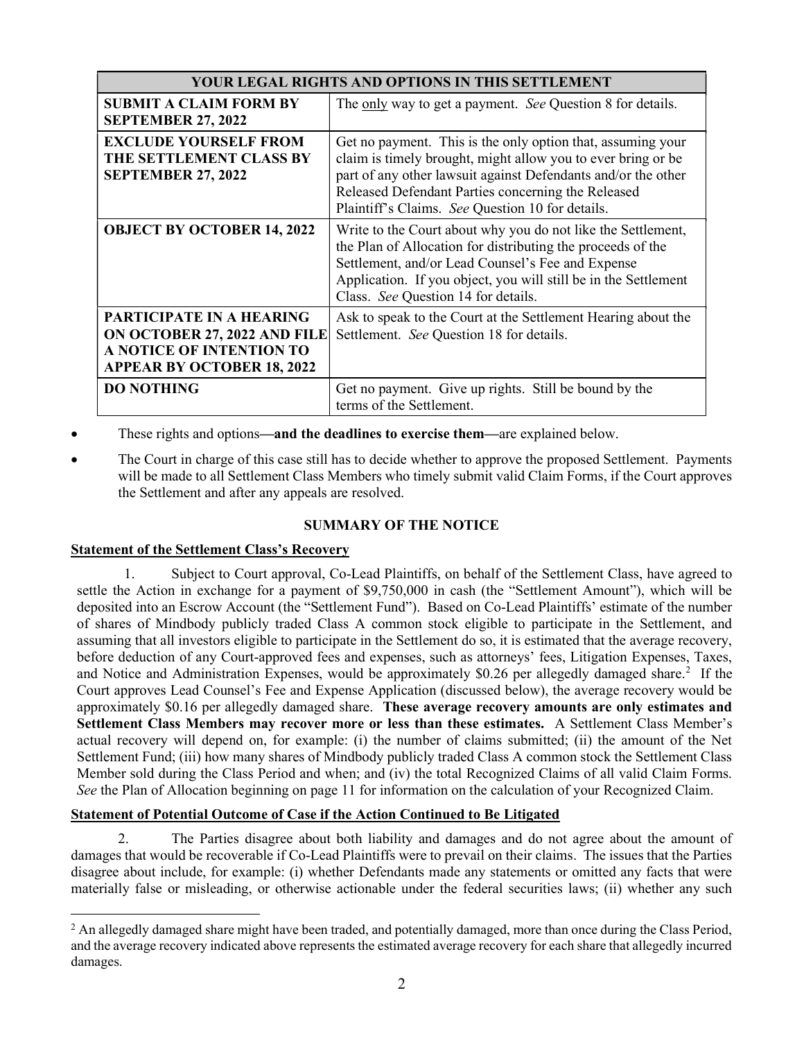| YOUR LEGAL RIGHTS AND OPTIONS IN THIS SETTLEMENT | |
|---|---|
| **SUBMIT A CLAIM FORM BY SEPTEMBER 27, 2022** | The only way to get a payment. *See* Question 8 for details. |
| **EXCLUDE YOURSELF FROM THE SETTLEMENT CLASS BY SEPTEMBER 27, 2022** | Get no payment. This is the only option that, assuming your claim is timely brought, might allow you to ever bring or be part of any other lawsuit against Defendants and/or the other Released Defendant Parties concerning the Released Plaintiff's Claims. *See* Question 10 for details. |
| **OBJECT BY OCTOBER 14, 2022** | Write to the Court about why you do not like the Settlement, the Plan of Allocation for distributing the proceeds of the Settlement, and/or Lead Counsel's Fee and Expense Application. If you object, you will still be in the Settlement Class. *See* Question 14 for details. |
| **PARTICIPATE IN A HEARING ON OCTOBER 27, 2022 AND FILE A NOTICE OF INTENTION TO APPEAR BY OCTOBER 18, 2022** | Ask to speak to the Court at the Settlement Hearing about the Settlement. *See* Question 18 for details. |
| **DO NOTHING** | Get no payment. Give up rights. Still be bound by the terms of the Settlement. |

- These rights and options**—and the deadlines to exercise them—**are explained below.
- The Court in charge of this case still has to decide whether to approve the proposed Settlement. Payments will be made to all Settlement Class Members who timely submit valid Claim Forms, if the Court approves the Settlement and after any appeals are resolved.

## SUMMARY OF THE NOTICE

**Statement of the Settlement Class's Recovery**

1. Subject to Court approval, Co-Lead Plaintiffs, on behalf of the Settlement Class, have agreed to settle the Action in exchange for a payment of $9,750,000 in cash (the "Settlement Amount"), which will be deposited into an Escrow Account (the "Settlement Fund"). Based on Co-Lead Plaintiffs' estimate of the number of shares of Mindbody publicly traded Class A common stock eligible to participate in the Settlement, and assuming that all investors eligible to participate in the Settlement do so, it is estimated that the average recovery, before deduction of any Court-approved fees and expenses, such as attorneys' fees, Litigation Expenses, Taxes, and Notice and Administration Expenses, would be approximately $0.26 per allegedly damaged share.[2] If the Court approves Lead Counsel's Fee and Expense Application (discussed below), the average recovery would be approximately $0.16 per allegedly damaged share. **These average recovery amounts are only estimates and Settlement Class Members may recover more or less than these estimates.** A Settlement Class Member's actual recovery will depend on, for example: (i) the number of claims submitted; (ii) the amount of the Net Settlement Fund; (iii) how many shares of Mindbody publicly traded Class A common stock the Settlement Class Member sold during the Class Period and when; and (iv) the total Recognized Claims of all valid Claim Forms. *See* the Plan of Allocation beginning on page 11 for information on the calculation of your Recognized Claim.

**Statement of Potential Outcome of Case if the Action Continued to Be Litigated**

2. The Parties disagree about both liability and damages and do not agree about the amount of damages that would be recoverable if Co-Lead Plaintiffs were to prevail on their claims. The issues that the Parties disagree about include, for example: (i) whether Defendants made any statements or omitted any facts that were materially false or misleading, or otherwise actionable under the federal securities laws; (ii) whether any such

[2] An allegedly damaged share might have been traded, and potentially damaged, more than once during the Class Period, and the average recovery indicated above represents the estimated average recovery for each share that allegedly incurred damages.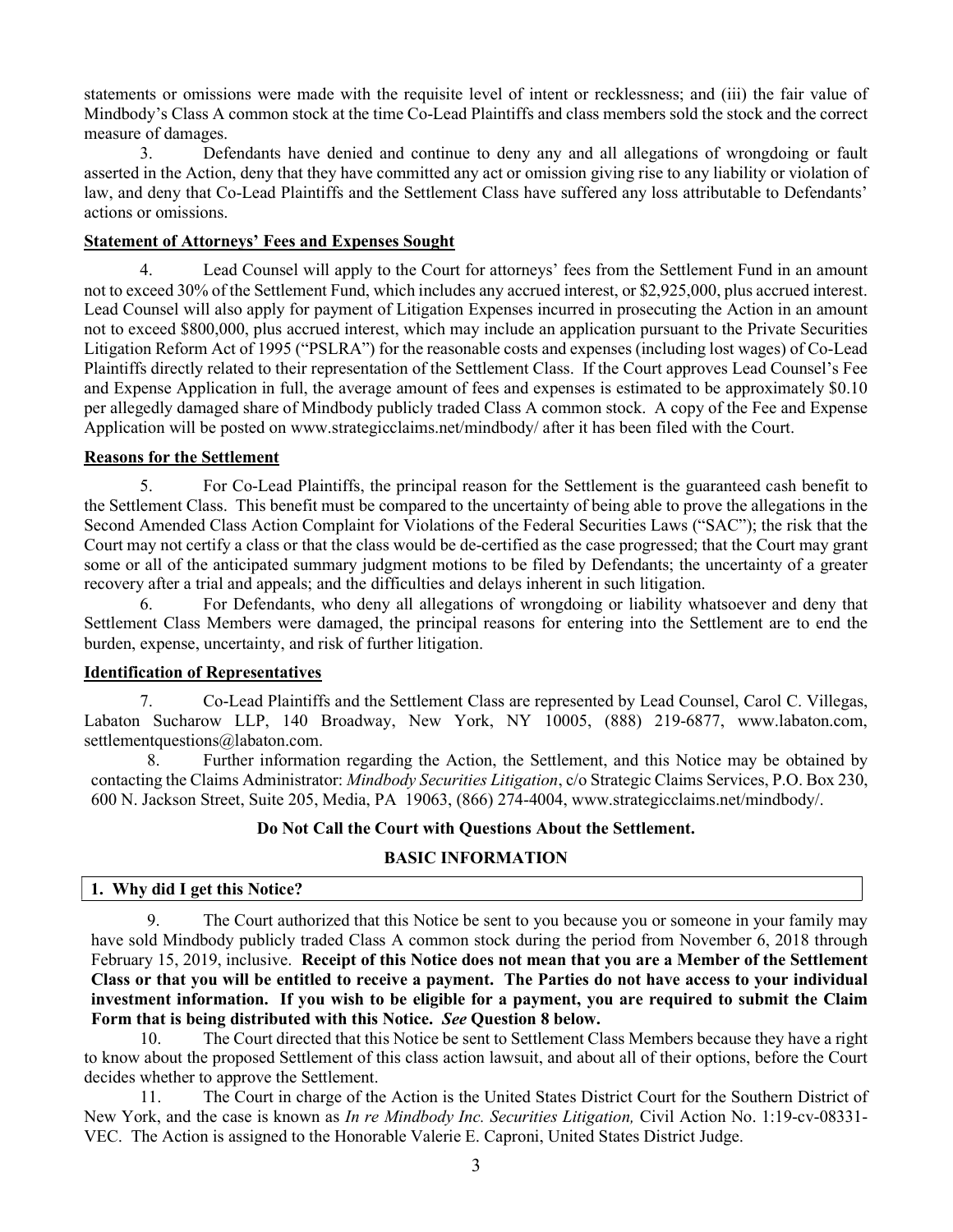statements or omissions were made with the requisite level of intent or recklessness; and (iii) the fair value of Mindbody's Class A common stock at the time Co-Lead Plaintiffs and class members sold the stock and the correct measure of damages.

3. Defendants have denied and continue to deny any and all allegations of wrongdoing or fault asserted in the Action, deny that they have committed any act or omission giving rise to any liability or violation of law, and deny that Co-Lead Plaintiffs and the Settlement Class have suffered any loss attributable to Defendants' actions or omissions.

**Statement of Attorneys' Fees and Expenses Sought**

4. Lead Counsel will apply to the Court for attorneys' fees from the Settlement Fund in an amount not to exceed 30% of the Settlement Fund, which includes any accrued interest, or $2,925,000, plus accrued interest. Lead Counsel will also apply for payment of Litigation Expenses incurred in prosecuting the Action in an amount not to exceed $800,000, plus accrued interest, which may include an application pursuant to the Private Securities Litigation Reform Act of 1995 ("PSLRA") for the reasonable costs and expenses (including lost wages) of Co-Lead Plaintiffs directly related to their representation of the Settlement Class. If the Court approves Lead Counsel's Fee and Expense Application in full, the average amount of fees and expenses is estimated to be approximately $0.10 per allegedly damaged share of Mindbody publicly traded Class A common stock. A copy of the Fee and Expense Application will be posted on www.strategicclaims.net/mindbody/ after it has been filed with the Court.

**Reasons for the Settlement**

5. For Co-Lead Plaintiffs, the principal reason for the Settlement is the guaranteed cash benefit to the Settlement Class. This benefit must be compared to the uncertainty of being able to prove the allegations in the Second Amended Class Action Complaint for Violations of the Federal Securities Laws ("SAC"); the risk that the Court may not certify a class or that the class would be de-certified as the case progressed; that the Court may grant some or all of the anticipated summary judgment motions to be filed by Defendants; the uncertainty of a greater recovery after a trial and appeals; and the difficulties and delays inherent in such litigation.

6. For Defendants, who deny all allegations of wrongdoing or liability whatsoever and deny that Settlement Class Members were damaged, the principal reasons for entering into the Settlement are to end the burden, expense, uncertainty, and risk of further litigation.

**Identification of Representatives**

7. Co-Lead Plaintiffs and the Settlement Class are represented by Lead Counsel, Carol C. Villegas, Labaton Sucharow LLP, 140 Broadway, New York, NY 10005, (888) 219-6877, www.labaton.com, settlementquestions@labaton.com.

8. Further information regarding the Action, the Settlement, and this Notice may be obtained by contacting the Claims Administrator: *Mindbody Securities Litigation*, c/o Strategic Claims Services, P.O. Box 230, 600 N. Jackson Street, Suite 205, Media, PA 19063, (866) 274-4004, www.strategicclaims.net/mindbody/.

**Do Not Call the Court with Questions About the Settlement.**

## BASIC INFORMATION

### 1. Why did I get this Notice?

9. The Court authorized that this Notice be sent to you because you or someone in your family may have sold Mindbody publicly traded Class A common stock during the period from November 6, 2018 through February 15, 2019, inclusive. **Receipt of this Notice does not mean that you are a Member of the Settlement Class or that you will be entitled to receive a payment. The Parties do not have access to your individual investment information. If you wish to be eligible for a payment, you are required to submit the Claim Form that is being distributed with this Notice. *See* Question 8 below.**

10. The Court directed that this Notice be sent to Settlement Class Members because they have a right to know about the proposed Settlement of this class action lawsuit, and about all of their options, before the Court decides whether to approve the Settlement.

11. The Court in charge of the Action is the United States District Court for the Southern District of New York, and the case is known as *In re Mindbody Inc. Securities Litigation,* Civil Action No. 1:19-cv-08331-VEC. The Action is assigned to the Honorable Valerie E. Caproni, United States District Judge.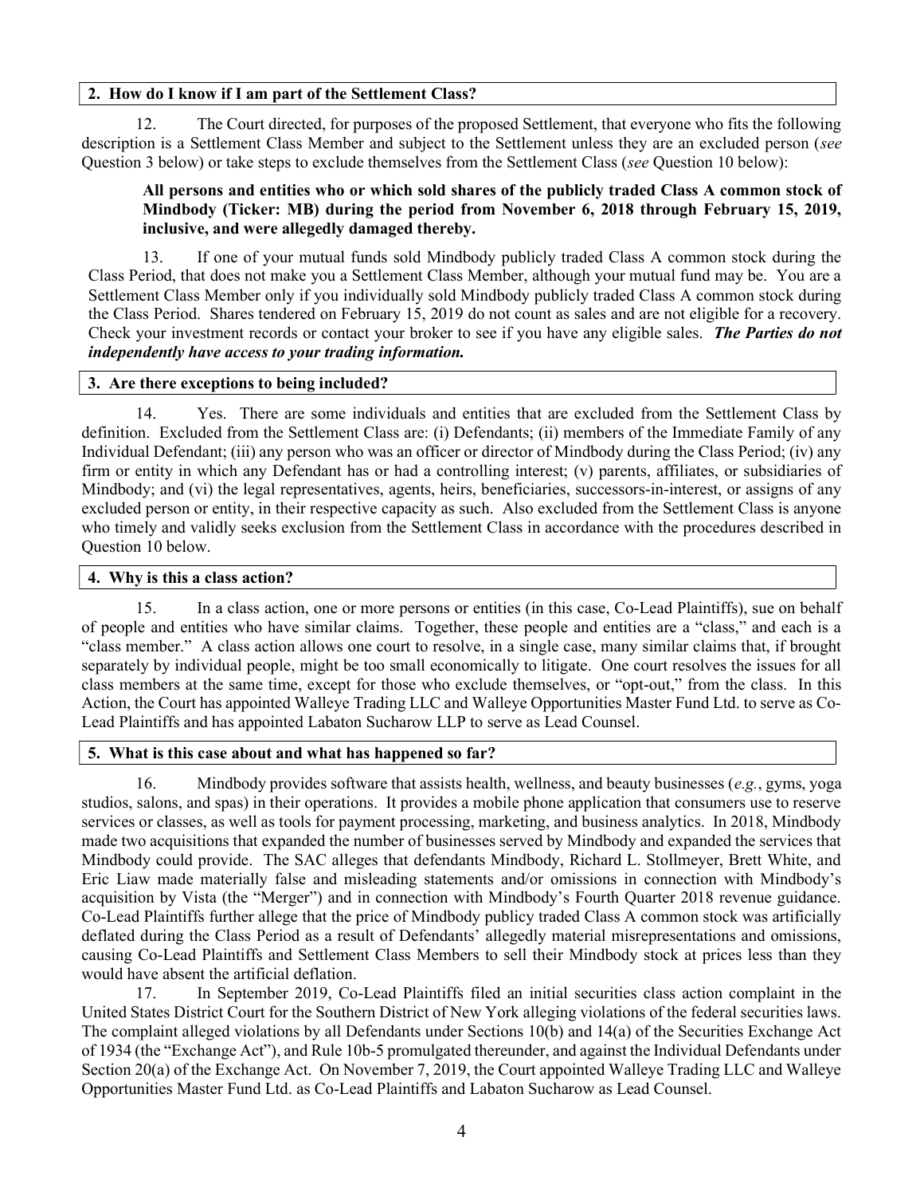## 2. How do I know if I am part of the Settlement Class?

12. The Court directed, for purposes of the proposed Settlement, that everyone who fits the following description is a Settlement Class Member and subject to the Settlement unless they are an excluded person (*see* Question 3 below) or take steps to exclude themselves from the Settlement Class (*see* Question 10 below):

> **All persons and entities who or which sold shares of the publicly traded Class A common stock of Mindbody (Ticker: MB) during the period from November 6, 2018 through February 15, 2019, inclusive, and were allegedly damaged thereby.**

13. If one of your mutual funds sold Mindbody publicly traded Class A common stock during the Class Period, that does not make you a Settlement Class Member, although your mutual fund may be. You are a Settlement Class Member only if you individually sold Mindbody publicly traded Class A common stock during the Class Period. Shares tendered on February 15, 2019 do not count as sales and are not eligible for a recovery. Check your investment records or contact your broker to see if you have any eligible sales. ***The Parties do not independently have access to your trading information.***

## 3. Are there exceptions to being included?

14. Yes. There are some individuals and entities that are excluded from the Settlement Class by definition. Excluded from the Settlement Class are: (i) Defendants; (ii) members of the Immediate Family of any Individual Defendant; (iii) any person who was an officer or director of Mindbody during the Class Period; (iv) any firm or entity in which any Defendant has or had a controlling interest; (v) parents, affiliates, or subsidiaries of Mindbody; and (vi) the legal representatives, agents, heirs, beneficiaries, successors-in-interest, or assigns of any excluded person or entity, in their respective capacity as such. Also excluded from the Settlement Class is anyone who timely and validly seeks exclusion from the Settlement Class in accordance with the procedures described in Question 10 below.

## 4. Why is this a class action?

15. In a class action, one or more persons or entities (in this case, Co-Lead Plaintiffs), sue on behalf of people and entities who have similar claims. Together, these people and entities are a "class," and each is a "class member." A class action allows one court to resolve, in a single case, many similar claims that, if brought separately by individual people, might be too small economically to litigate. One court resolves the issues for all class members at the same time, except for those who exclude themselves, or "opt-out," from the class. In this Action, the Court has appointed Walleye Trading LLC and Walleye Opportunities Master Fund Ltd. to serve as Co-Lead Plaintiffs and has appointed Labaton Sucharow LLP to serve as Lead Counsel.

## 5. What is this case about and what has happened so far?

16. Mindbody provides software that assists health, wellness, and beauty businesses (*e.g.*, gyms, yoga studios, salons, and spas) in their operations. It provides a mobile phone application that consumers use to reserve services or classes, as well as tools for payment processing, marketing, and business analytics. In 2018, Mindbody made two acquisitions that expanded the number of businesses served by Mindbody and expanded the services that Mindbody could provide. The SAC alleges that defendants Mindbody, Richard L. Stollmeyer, Brett White, and Eric Liaw made materially false and misleading statements and/or omissions in connection with Mindbody's acquisition by Vista (the "Merger") and in connection with Mindbody's Fourth Quarter 2018 revenue guidance. Co-Lead Plaintiffs further allege that the price of Mindbody publicy traded Class A common stock was artificially deflated during the Class Period as a result of Defendants' allegedly material misrepresentations and omissions, causing Co-Lead Plaintiffs and Settlement Class Members to sell their Mindbody stock at prices less than they would have absent the artificial deflation.

17. In September 2019, Co-Lead Plaintiffs filed an initial securities class action complaint in the United States District Court for the Southern District of New York alleging violations of the federal securities laws. The complaint alleged violations by all Defendants under Sections 10(b) and 14(a) of the Securities Exchange Act of 1934 (the "Exchange Act"), and Rule 10b-5 promulgated thereunder, and against the Individual Defendants under Section 20(a) of the Exchange Act. On November 7, 2019, the Court appointed Walleye Trading LLC and Walleye Opportunities Master Fund Ltd. as Co-Lead Plaintiffs and Labaton Sucharow as Lead Counsel.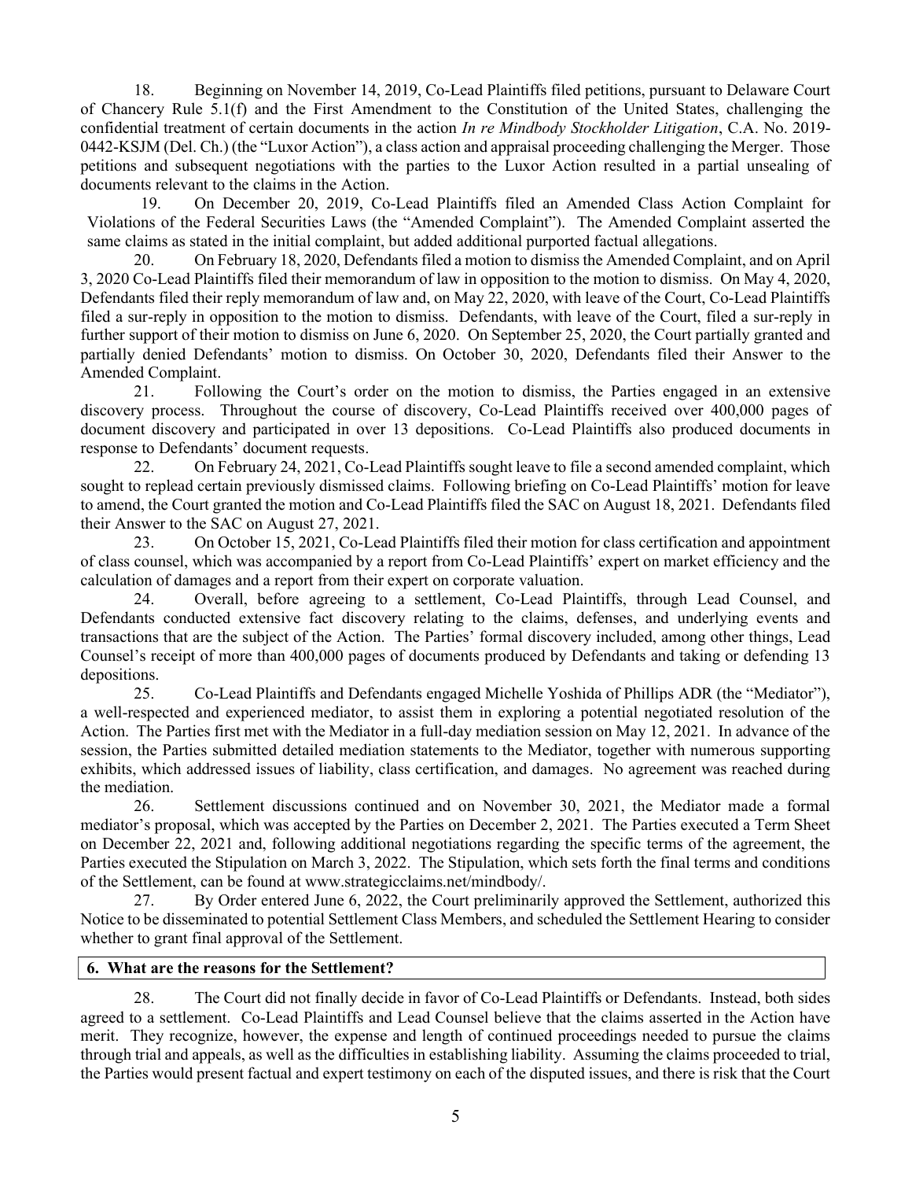18. Beginning on November 14, 2019, Co-Lead Plaintiffs filed petitions, pursuant to Delaware Court of Chancery Rule 5.1(f) and the First Amendment to the Constitution of the United States, challenging the confidential treatment of certain documents in the action *In re Mindbody Stockholder Litigation*, C.A. No. 2019-0442-KSJM (Del. Ch.) (the "Luxor Action"), a class action and appraisal proceeding challenging the Merger. Those petitions and subsequent negotiations with the parties to the Luxor Action resulted in a partial unsealing of documents relevant to the claims in the Action.

19. On December 20, 2019, Co-Lead Plaintiffs filed an Amended Class Action Complaint for Violations of the Federal Securities Laws (the "Amended Complaint"). The Amended Complaint asserted the same claims as stated in the initial complaint, but added additional purported factual allegations.

20. On February 18, 2020, Defendants filed a motion to dismiss the Amended Complaint, and on April 3, 2020 Co-Lead Plaintiffs filed their memorandum of law in opposition to the motion to dismiss. On May 4, 2020, Defendants filed their reply memorandum of law and, on May 22, 2020, with leave of the Court, Co-Lead Plaintiffs filed a sur-reply in opposition to the motion to dismiss. Defendants, with leave of the Court, filed a sur-reply in further support of their motion to dismiss on June 6, 2020. On September 25, 2020, the Court partially granted and partially denied Defendants' motion to dismiss. On October 30, 2020, Defendants filed their Answer to the Amended Complaint.

21. Following the Court's order on the motion to dismiss, the Parties engaged in an extensive discovery process. Throughout the course of discovery, Co-Lead Plaintiffs received over 400,000 pages of document discovery and participated in over 13 depositions. Co-Lead Plaintiffs also produced documents in response to Defendants' document requests.

22. On February 24, 2021, Co-Lead Plaintiffs sought leave to file a second amended complaint, which sought to replead certain previously dismissed claims. Following briefing on Co-Lead Plaintiffs' motion for leave to amend, the Court granted the motion and Co-Lead Plaintiffs filed the SAC on August 18, 2021. Defendants filed their Answer to the SAC on August 27, 2021.

23. On October 15, 2021, Co-Lead Plaintiffs filed their motion for class certification and appointment of class counsel, which was accompanied by a report from Co-Lead Plaintiffs' expert on market efficiency and the calculation of damages and a report from their expert on corporate valuation.

24. Overall, before agreeing to a settlement, Co-Lead Plaintiffs, through Lead Counsel, and Defendants conducted extensive fact discovery relating to the claims, defenses, and underlying events and transactions that are the subject of the Action. The Parties' formal discovery included, among other things, Lead Counsel's receipt of more than 400,000 pages of documents produced by Defendants and taking or defending 13 depositions.

25. Co-Lead Plaintiffs and Defendants engaged Michelle Yoshida of Phillips ADR (the "Mediator"), a well-respected and experienced mediator, to assist them in exploring a potential negotiated resolution of the Action. The Parties first met with the Mediator in a full-day mediation session on May 12, 2021. In advance of the session, the Parties submitted detailed mediation statements to the Mediator, together with numerous supporting exhibits, which addressed issues of liability, class certification, and damages. No agreement was reached during the mediation.

26. Settlement discussions continued and on November 30, 2021, the Mediator made a formal mediator's proposal, which was accepted by the Parties on December 2, 2021. The Parties executed a Term Sheet on December 22, 2021 and, following additional negotiations regarding the specific terms of the agreement, the Parties executed the Stipulation on March 3, 2022. The Stipulation, which sets forth the final terms and conditions of the Settlement, can be found at www.strategicclaims.net/mindbody/.

27. By Order entered June 6, 2022, the Court preliminarily approved the Settlement, authorized this Notice to be disseminated to potential Settlement Class Members, and scheduled the Settlement Hearing to consider whether to grant final approval of the Settlement.

### 6. What are the reasons for the Settlement?

28. The Court did not finally decide in favor of Co-Lead Plaintiffs or Defendants. Instead, both sides agreed to a settlement. Co-Lead Plaintiffs and Lead Counsel believe that the claims asserted in the Action have merit. They recognize, however, the expense and length of continued proceedings needed to pursue the claims through trial and appeals, as well as the difficulties in establishing liability. Assuming the claims proceeded to trial, the Parties would present factual and expert testimony on each of the disputed issues, and there is risk that the Court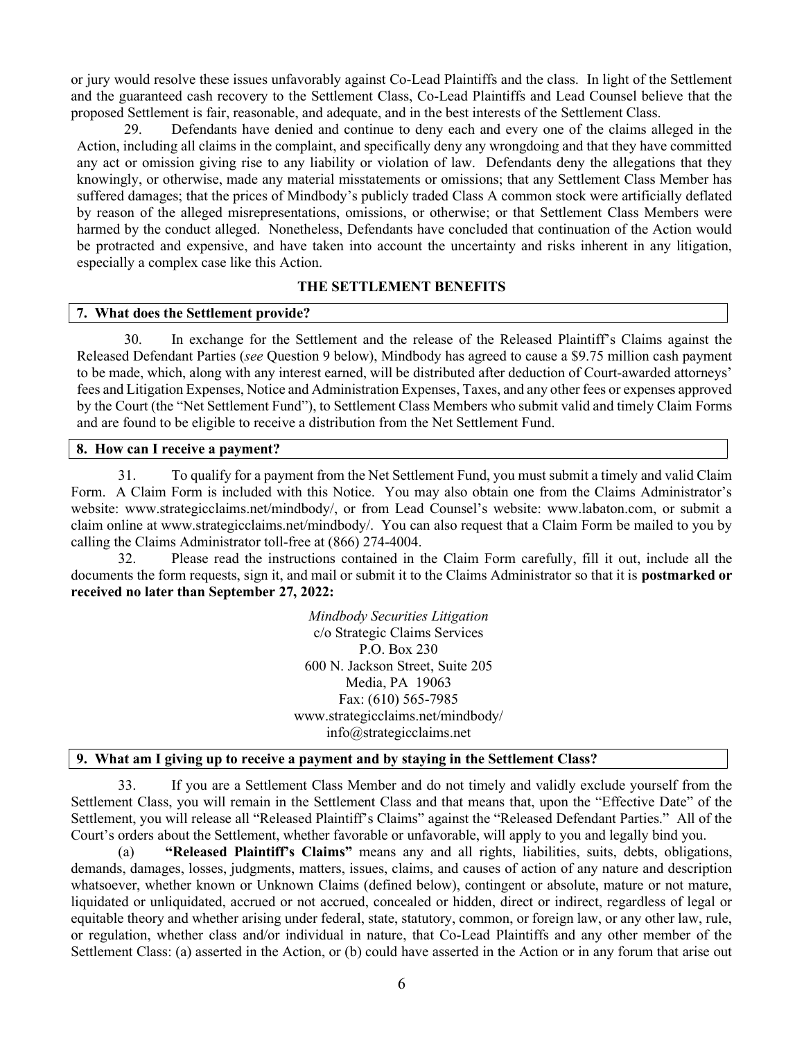or jury would resolve these issues unfavorably against Co-Lead Plaintiffs and the class. In light of the Settlement and the guaranteed cash recovery to the Settlement Class, Co-Lead Plaintiffs and Lead Counsel believe that the proposed Settlement is fair, reasonable, and adequate, and in the best interests of the Settlement Class.

29. Defendants have denied and continue to deny each and every one of the claims alleged in the Action, including all claims in the complaint, and specifically deny any wrongdoing and that they have committed any act or omission giving rise to any liability or violation of law. Defendants deny the allegations that they knowingly, or otherwise, made any material misstatements or omissions; that any Settlement Class Member has suffered damages; that the prices of Mindbody's publicly traded Class A common stock were artificially deflated by reason of the alleged misrepresentations, omissions, or otherwise; or that Settlement Class Members were harmed by the conduct alleged. Nonetheless, Defendants have concluded that continuation of the Action would be protracted and expensive, and have taken into account the uncertainty and risks inherent in any litigation, especially a complex case like this Action.

## THE SETTLEMENT BENEFITS

### 7. What does the Settlement provide?

30. In exchange for the Settlement and the release of the Released Plaintiff's Claims against the Released Defendant Parties (*see* Question 9 below), Mindbody has agreed to cause a $9.75 million cash payment to be made, which, along with any interest earned, will be distributed after deduction of Court-awarded attorneys' fees and Litigation Expenses, Notice and Administration Expenses, Taxes, and any other fees or expenses approved by the Court (the "Net Settlement Fund"), to Settlement Class Members who submit valid and timely Claim Forms and are found to be eligible to receive a distribution from the Net Settlement Fund.

### 8. How can I receive a payment?

31. To qualify for a payment from the Net Settlement Fund, you must submit a timely and valid Claim Form. A Claim Form is included with this Notice. You may also obtain one from the Claims Administrator's website: www.strategicclaims.net/mindbody/, or from Lead Counsel's website: www.labaton.com, or submit a claim online at www.strategicclaims.net/mindbody/. You can also request that a Claim Form be mailed to you by calling the Claims Administrator toll-free at (866) 274-4004.

32. Please read the instructions contained in the Claim Form carefully, fill it out, include all the documents the form requests, sign it, and mail or submit it to the Claims Administrator so that it is **postmarked or received no later than September 27, 2022:**

*Mindbody Securities Litigation*
c/o Strategic Claims Services
P.O. Box 230
600 N. Jackson Street, Suite 205
Media, PA 19063
Fax: (610) 565-7985
www.strategicclaims.net/mindbody/
info@strategicclaims.net

### 9. What am I giving up to receive a payment and by staying in the Settlement Class?

33. If you are a Settlement Class Member and do not timely and validly exclude yourself from the Settlement Class, you will remain in the Settlement Class and that means that, upon the "Effective Date" of the Settlement, you will release all "Released Plaintiff's Claims" against the "Released Defendant Parties." All of the Court's orders about the Settlement, whether favorable or unfavorable, will apply to you and legally bind you.

(a) **"Released Plaintiff's Claims"** means any and all rights, liabilities, suits, debts, obligations, demands, damages, losses, judgments, matters, issues, claims, and causes of action of any nature and description whatsoever, whether known or Unknown Claims (defined below), contingent or absolute, mature or not mature, liquidated or unliquidated, accrued or not accrued, concealed or hidden, direct or indirect, regardless of legal or equitable theory and whether arising under federal, state, statutory, common, or foreign law, or any other law, rule, or regulation, whether class and/or individual in nature, that Co-Lead Plaintiffs and any other member of the Settlement Class: (a) asserted in the Action, or (b) could have asserted in the Action or in any forum that arise out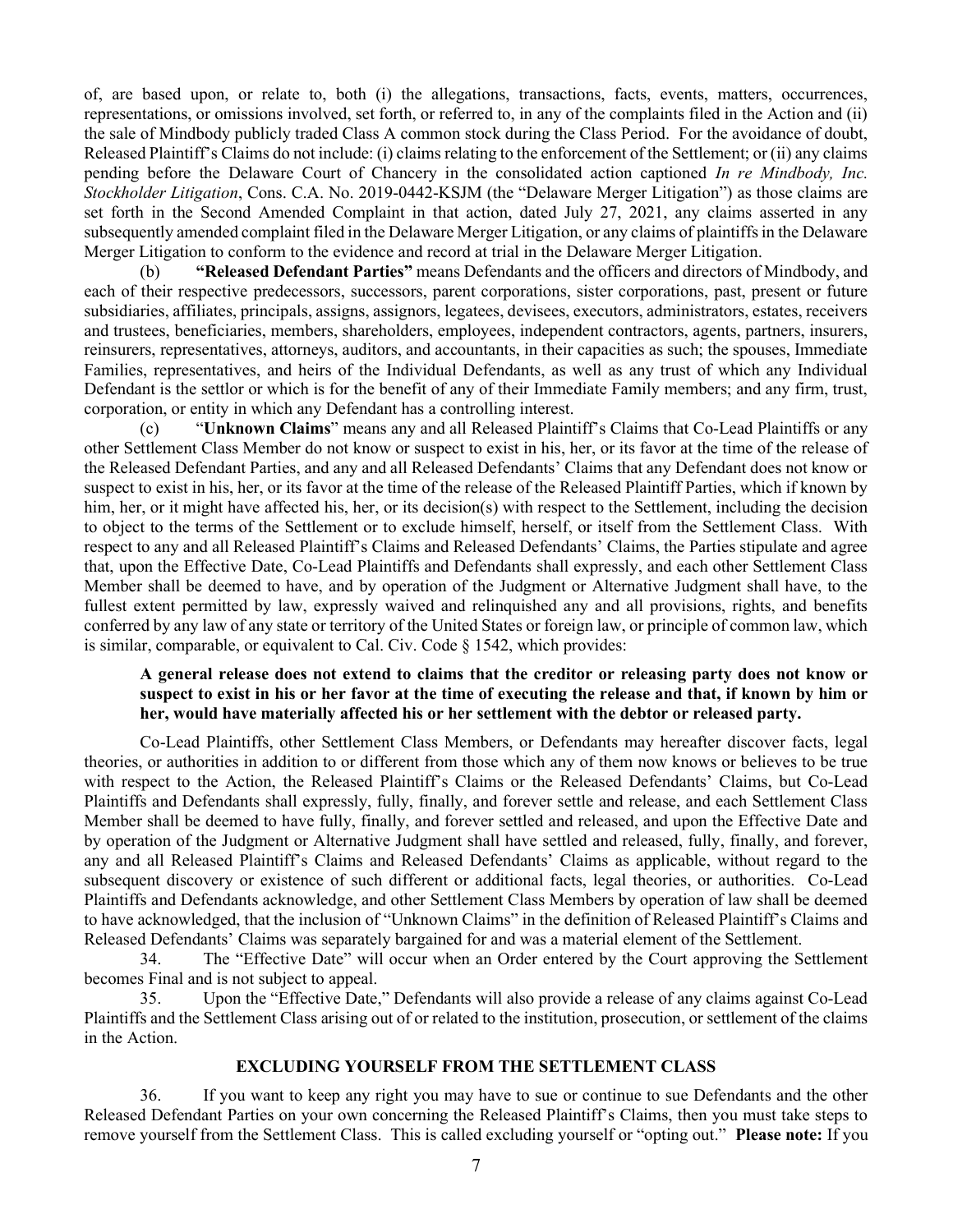of, are based upon, or relate to, both (i) the allegations, transactions, facts, events, matters, occurrences, representations, or omissions involved, set forth, or referred to, in any of the complaints filed in the Action and (ii) the sale of Mindbody publicly traded Class A common stock during the Class Period. For the avoidance of doubt, Released Plaintiff's Claims do not include: (i) claims relating to the enforcement of the Settlement; or (ii) any claims pending before the Delaware Court of Chancery in the consolidated action captioned *In re Mindbody, Inc. Stockholder Litigation*, Cons. C.A. No. 2019-0442-KSJM (the "Delaware Merger Litigation") as those claims are set forth in the Second Amended Complaint in that action, dated July 27, 2021, any claims asserted in any subsequently amended complaint filed in the Delaware Merger Litigation, or any claims of plaintiffs in the Delaware Merger Litigation to conform to the evidence and record at trial in the Delaware Merger Litigation.

(b) **"Released Defendant Parties"** means Defendants and the officers and directors of Mindbody, and each of their respective predecessors, successors, parent corporations, sister corporations, past, present or future subsidiaries, affiliates, principals, assigns, assignors, legatees, devisees, executors, administrators, estates, receivers and trustees, beneficiaries, members, shareholders, employees, independent contractors, agents, partners, insurers, reinsurers, representatives, attorneys, auditors, and accountants, in their capacities as such; the spouses, Immediate Families, representatives, and heirs of the Individual Defendants, as well as any trust of which any Individual Defendant is the settlor or which is for the benefit of any of their Immediate Family members; and any firm, trust, corporation, or entity in which any Defendant has a controlling interest.

(c) "**Unknown Claims**" means any and all Released Plaintiff's Claims that Co-Lead Plaintiffs or any other Settlement Class Member do not know or suspect to exist in his, her, or its favor at the time of the release of the Released Defendant Parties, and any and all Released Defendants' Claims that any Defendant does not know or suspect to exist in his, her, or its favor at the time of the release of the Released Plaintiff Parties, which if known by him, her, or it might have affected his, her, or its decision(s) with respect to the Settlement, including the decision to object to the terms of the Settlement or to exclude himself, herself, or itself from the Settlement Class. With respect to any and all Released Plaintiff's Claims and Released Defendants' Claims, the Parties stipulate and agree that, upon the Effective Date, Co-Lead Plaintiffs and Defendants shall expressly, and each other Settlement Class Member shall be deemed to have, and by operation of the Judgment or Alternative Judgment shall have, to the fullest extent permitted by law, expressly waived and relinquished any and all provisions, rights, and benefits conferred by any law of any state or territory of the United States or foreign law, or principle of common law, which is similar, comparable, or equivalent to Cal. Civ. Code § 1542, which provides:

> **A general release does not extend to claims that the creditor or releasing party does not know or suspect to exist in his or her favor at the time of executing the release and that, if known by him or her, would have materially affected his or her settlement with the debtor or released party.**

Co-Lead Plaintiffs, other Settlement Class Members, or Defendants may hereafter discover facts, legal theories, or authorities in addition to or different from those which any of them now knows or believes to be true with respect to the Action, the Released Plaintiff's Claims or the Released Defendants' Claims, but Co-Lead Plaintiffs and Defendants shall expressly, fully, finally, and forever settle and release, and each Settlement Class Member shall be deemed to have fully, finally, and forever settled and released, and upon the Effective Date and by operation of the Judgment or Alternative Judgment shall have settled and released, fully, finally, and forever, any and all Released Plaintiff's Claims and Released Defendants' Claims as applicable, without regard to the subsequent discovery or existence of such different or additional facts, legal theories, or authorities. Co-Lead Plaintiffs and Defendants acknowledge, and other Settlement Class Members by operation of law shall be deemed to have acknowledged, that the inclusion of "Unknown Claims" in the definition of Released Plaintiff's Claims and Released Defendants' Claims was separately bargained for and was a material element of the Settlement.

34. The "Effective Date" will occur when an Order entered by the Court approving the Settlement becomes Final and is not subject to appeal.

35. Upon the "Effective Date," Defendants will also provide a release of any claims against Co-Lead Plaintiffs and the Settlement Class arising out of or related to the institution, prosecution, or settlement of the claims in the Action.

## EXCLUDING YOURSELF FROM THE SETTLEMENT CLASS

36. If you want to keep any right you may have to sue or continue to sue Defendants and the other Released Defendant Parties on your own concerning the Released Plaintiff's Claims, then you must take steps to remove yourself from the Settlement Class. This is called excluding yourself or "opting out." **Please note:** If you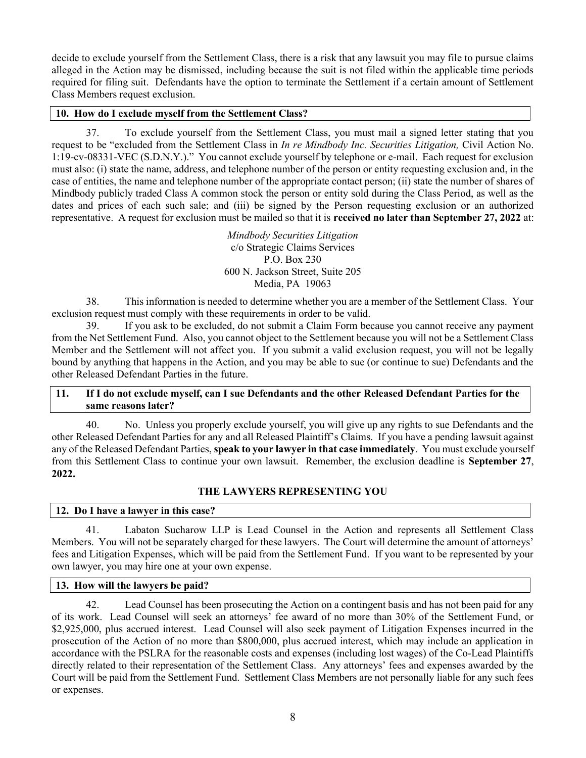decide to exclude yourself from the Settlement Class, there is a risk that any lawsuit you may file to pursue claims alleged in the Action may be dismissed, including because the suit is not filed within the applicable time periods required for filing suit. Defendants have the option to terminate the Settlement if a certain amount of Settlement Class Members request exclusion.

### 10. How do I exclude myself from the Settlement Class?

37. To exclude yourself from the Settlement Class, you must mail a signed letter stating that you request to be "excluded from the Settlement Class in *In re Mindbody Inc. Securities Litigation,* Civil Action No. 1:19-cv-08331-VEC (S.D.N.Y.)." You cannot exclude yourself by telephone or e-mail. Each request for exclusion must also: (i) state the name, address, and telephone number of the person or entity requesting exclusion and, in the case of entities, the name and telephone number of the appropriate contact person; (ii) state the number of shares of Mindbody publicly traded Class A common stock the person or entity sold during the Class Period, as well as the dates and prices of each such sale; and (iii) be signed by the Person requesting exclusion or an authorized representative. A request for exclusion must be mailed so that it is **received no later than September 27, 2022** at:

*Mindbody Securities Litigation*
c/o Strategic Claims Services
P.O. Box 230
600 N. Jackson Street, Suite 205
Media, PA 19063

38. This information is needed to determine whether you are a member of the Settlement Class. Your exclusion request must comply with these requirements in order to be valid.

39. If you ask to be excluded, do not submit a Claim Form because you cannot receive any payment from the Net Settlement Fund. Also, you cannot object to the Settlement because you will not be a Settlement Class Member and the Settlement will not affect you. If you submit a valid exclusion request, you will not be legally bound by anything that happens in the Action, and you may be able to sue (or continue to sue) Defendants and the other Released Defendant Parties in the future.

### 11. If I do not exclude myself, can I sue Defendants and the other Released Defendant Parties for the same reasons later?

40. No. Unless you properly exclude yourself, you will give up any rights to sue Defendants and the other Released Defendant Parties for any and all Released Plaintiff's Claims. If you have a pending lawsuit against any of the Released Defendant Parties, **speak to your lawyer in that case immediately**. You must exclude yourself from this Settlement Class to continue your own lawsuit. Remember, the exclusion deadline is **September 27, 2022.**

## THE LAWYERS REPRESENTING YOU

### 12. Do I have a lawyer in this case?

41. Labaton Sucharow LLP is Lead Counsel in the Action and represents all Settlement Class Members. You will not be separately charged for these lawyers. The Court will determine the amount of attorneys' fees and Litigation Expenses, which will be paid from the Settlement Fund. If you want to be represented by your own lawyer, you may hire one at your own expense.

### 13. How will the lawyers be paid?

42. Lead Counsel has been prosecuting the Action on a contingent basis and has not been paid for any of its work. Lead Counsel will seek an attorneys' fee award of no more than 30% of the Settlement Fund, or \$2,925,000, plus accrued interest. Lead Counsel will also seek payment of Litigation Expenses incurred in the prosecution of the Action of no more than \$800,000, plus accrued interest, which may include an application in accordance with the PSLRA for the reasonable costs and expenses (including lost wages) of the Co-Lead Plaintiffs directly related to their representation of the Settlement Class. Any attorneys' fees and expenses awarded by the Court will be paid from the Settlement Fund. Settlement Class Members are not personally liable for any such fees or expenses.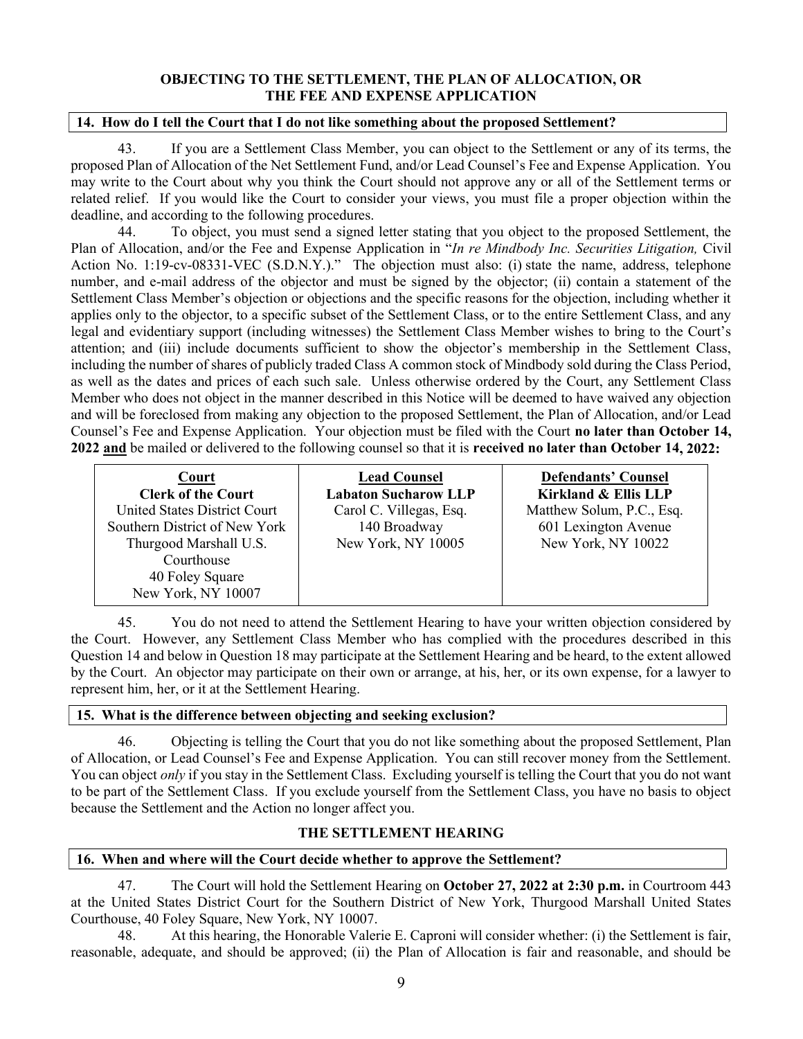## OBJECTING TO THE SETTLEMENT, THE PLAN OF ALLOCATION, OR THE FEE AND EXPENSE APPLICATION

### 14. How do I tell the Court that I do not like something about the proposed Settlement?

43. If you are a Settlement Class Member, you can object to the Settlement or any of its terms, the proposed Plan of Allocation of the Net Settlement Fund, and/or Lead Counsel's Fee and Expense Application. You may write to the Court about why you think the Court should not approve any or all of the Settlement terms or related relief. If you would like the Court to consider your views, you must file a proper objection within the deadline, and according to the following procedures.

44. To object, you must send a signed letter stating that you object to the proposed Settlement, the Plan of Allocation, and/or the Fee and Expense Application in "*In re Mindbody Inc. Securities Litigation,* Civil Action No. 1:19-cv-08331-VEC (S.D.N.Y.)." The objection must also: (i) state the name, address, telephone number, and e-mail address of the objector and must be signed by the objector; (ii) contain a statement of the Settlement Class Member's objection or objections and the specific reasons for the objection, including whether it applies only to the objector, to a specific subset of the Settlement Class, or to the entire Settlement Class, and any legal and evidentiary support (including witnesses) the Settlement Class Member wishes to bring to the Court's attention; and (iii) include documents sufficient to show the objector's membership in the Settlement Class, including the number of shares of publicly traded Class A common stock of Mindbody sold during the Class Period, as well as the dates and prices of each such sale. Unless otherwise ordered by the Court, any Settlement Class Member who does not object in the manner described in this Notice will be deemed to have waived any objection and will be foreclosed from making any objection to the proposed Settlement, the Plan of Allocation, and/or Lead Counsel's Fee and Expense Application. Your objection must be filed with the Court **no later than October 14, 2022 and** be mailed or delivered to the following counsel so that it is **received no later than October 14, 2022:**

| **Court** | **Lead Counsel** | **Defendants' Counsel** |
|---|---|---|
| **Clerk of the Court**<br>United States District Court<br>Southern District of New York<br>Thurgood Marshall U.S. Courthouse<br>40 Foley Square<br>New York, NY 10007 | **Labaton Sucharow LLP**<br>Carol C. Villegas, Esq.<br>140 Broadway<br>New York, NY 10005 | **Kirkland & Ellis LLP**<br>Matthew Solum, P.C., Esq.<br>601 Lexington Avenue<br>New York, NY 10022 |

45. You do not need to attend the Settlement Hearing to have your written objection considered by the Court. However, any Settlement Class Member who has complied with the procedures described in this Question 14 and below in Question 18 may participate at the Settlement Hearing and be heard, to the extent allowed by the Court. An objector may participate on their own or arrange, at his, her, or its own expense, for a lawyer to represent him, her, or it at the Settlement Hearing.

### 15. What is the difference between objecting and seeking exclusion?

46. Objecting is telling the Court that you do not like something about the proposed Settlement, Plan of Allocation, or Lead Counsel's Fee and Expense Application. You can still recover money from the Settlement. You can object *only* if you stay in the Settlement Class. Excluding yourself is telling the Court that you do not want to be part of the Settlement Class. If you exclude yourself from the Settlement Class, you have no basis to object because the Settlement and the Action no longer affect you.

## THE SETTLEMENT HEARING

### 16. When and where will the Court decide whether to approve the Settlement?

47. The Court will hold the Settlement Hearing on **October 27, 2022 at 2:30 p.m.** in Courtroom 443 at the United States District Court for the Southern District of New York, Thurgood Marshall United States Courthouse, 40 Foley Square, New York, NY 10007.

48. At this hearing, the Honorable Valerie E. Caproni will consider whether: (i) the Settlement is fair, reasonable, adequate, and should be approved; (ii) the Plan of Allocation is fair and reasonable, and should be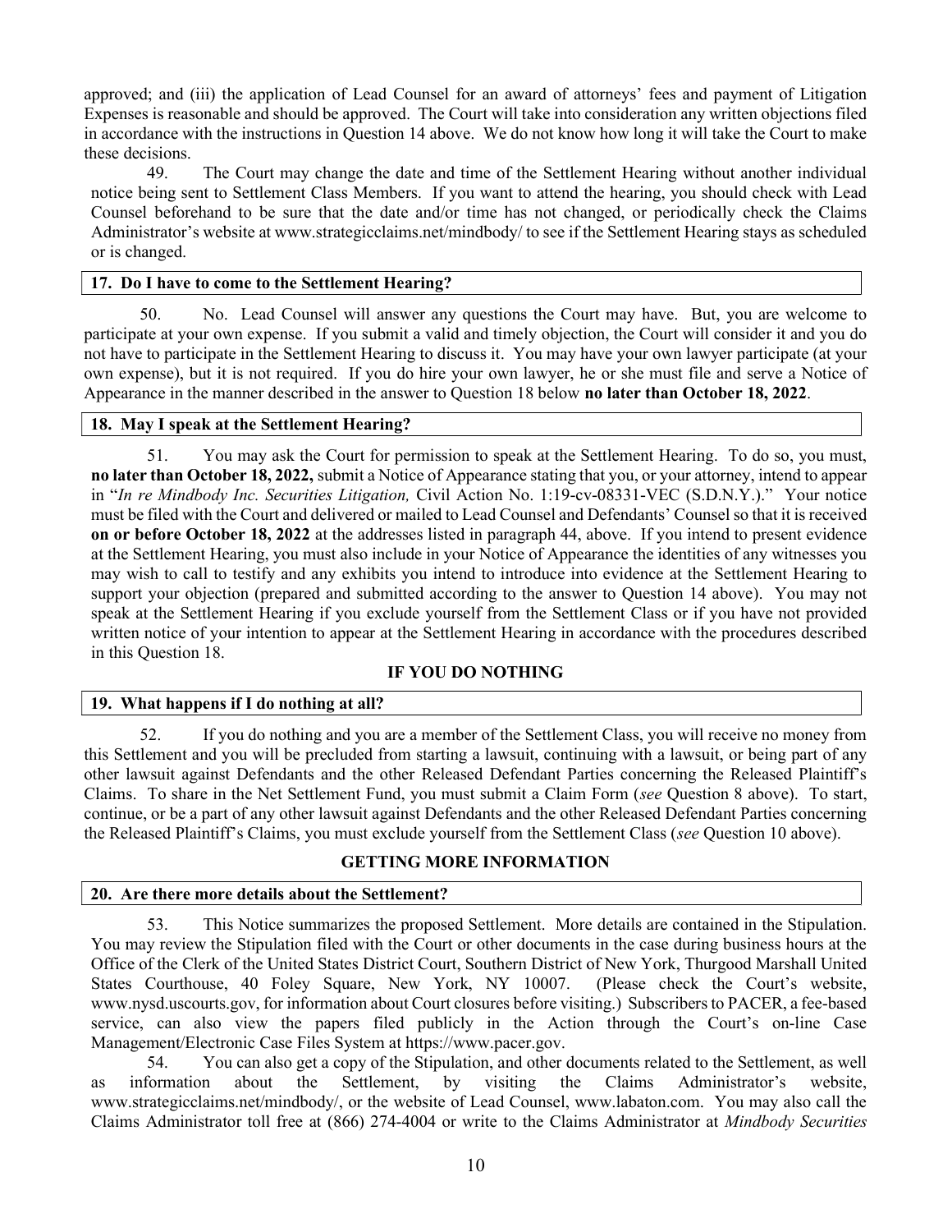approved; and (iii) the application of Lead Counsel for an award of attorneys' fees and payment of Litigation Expenses is reasonable and should be approved. The Court will take into consideration any written objections filed in accordance with the instructions in Question 14 above. We do not know how long it will take the Court to make these decisions.

49. The Court may change the date and time of the Settlement Hearing without another individual notice being sent to Settlement Class Members. If you want to attend the hearing, you should check with Lead Counsel beforehand to be sure that the date and/or time has not changed, or periodically check the Claims Administrator's website at www.strategicclaims.net/mindbody/ to see if the Settlement Hearing stays as scheduled or is changed.

### 17. Do I have to come to the Settlement Hearing?

50. No. Lead Counsel will answer any questions the Court may have. But, you are welcome to participate at your own expense. If you submit a valid and timely objection, the Court will consider it and you do not have to participate in the Settlement Hearing to discuss it. You may have your own lawyer participate (at your own expense), but it is not required. If you do hire your own lawyer, he or she must file and serve a Notice of Appearance in the manner described in the answer to Question 18 below **no later than October 18, 2022**.

### 18. May I speak at the Settlement Hearing?

51. You may ask the Court for permission to speak at the Settlement Hearing. To do so, you must, **no later than October 18, 2022,** submit a Notice of Appearance stating that you, or your attorney, intend to appear in "*In re Mindbody Inc. Securities Litigation,* Civil Action No. 1:19-cv-08331-VEC (S.D.N.Y.)." Your notice must be filed with the Court and delivered or mailed to Lead Counsel and Defendants' Counsel so that it is received **on or before October 18, 2022** at the addresses listed in paragraph 44, above. If you intend to present evidence at the Settlement Hearing, you must also include in your Notice of Appearance the identities of any witnesses you may wish to call to testify and any exhibits you intend to introduce into evidence at the Settlement Hearing to support your objection (prepared and submitted according to the answer to Question 14 above). You may not speak at the Settlement Hearing if you exclude yourself from the Settlement Class or if you have not provided written notice of your intention to appear at the Settlement Hearing in accordance with the procedures described in this Question 18.

## IF YOU DO NOTHING

### 19. What happens if I do nothing at all?

52. If you do nothing and you are a member of the Settlement Class, you will receive no money from this Settlement and you will be precluded from starting a lawsuit, continuing with a lawsuit, or being part of any other lawsuit against Defendants and the other Released Defendant Parties concerning the Released Plaintiff's Claims. To share in the Net Settlement Fund, you must submit a Claim Form (*see* Question 8 above). To start, continue, or be a part of any other lawsuit against Defendants and the other Released Defendant Parties concerning the Released Plaintiff's Claims, you must exclude yourself from the Settlement Class (*see* Question 10 above).

## GETTING MORE INFORMATION

### 20. Are there more details about the Settlement?

53. This Notice summarizes the proposed Settlement. More details are contained in the Stipulation. You may review the Stipulation filed with the Court or other documents in the case during business hours at the Office of the Clerk of the United States District Court, Southern District of New York, Thurgood Marshall United States Courthouse, 40 Foley Square, New York, NY 10007. (Please check the Court's website, www.nysd.uscourts.gov, for information about Court closures before visiting.) Subscribers to PACER, a fee-based service, can also view the papers filed publicly in the Action through the Court's on-line Case Management/Electronic Case Files System at https://www.pacer.gov.

54. You can also get a copy of the Stipulation, and other documents related to the Settlement, as well as information about the Settlement, by visiting the Claims Administrator's website, www.strategicclaims.net/mindbody/, or the website of Lead Counsel, www.labaton.com. You may also call the Claims Administrator toll free at (866) 274-4004 or write to the Claims Administrator at *Mindbody Securities*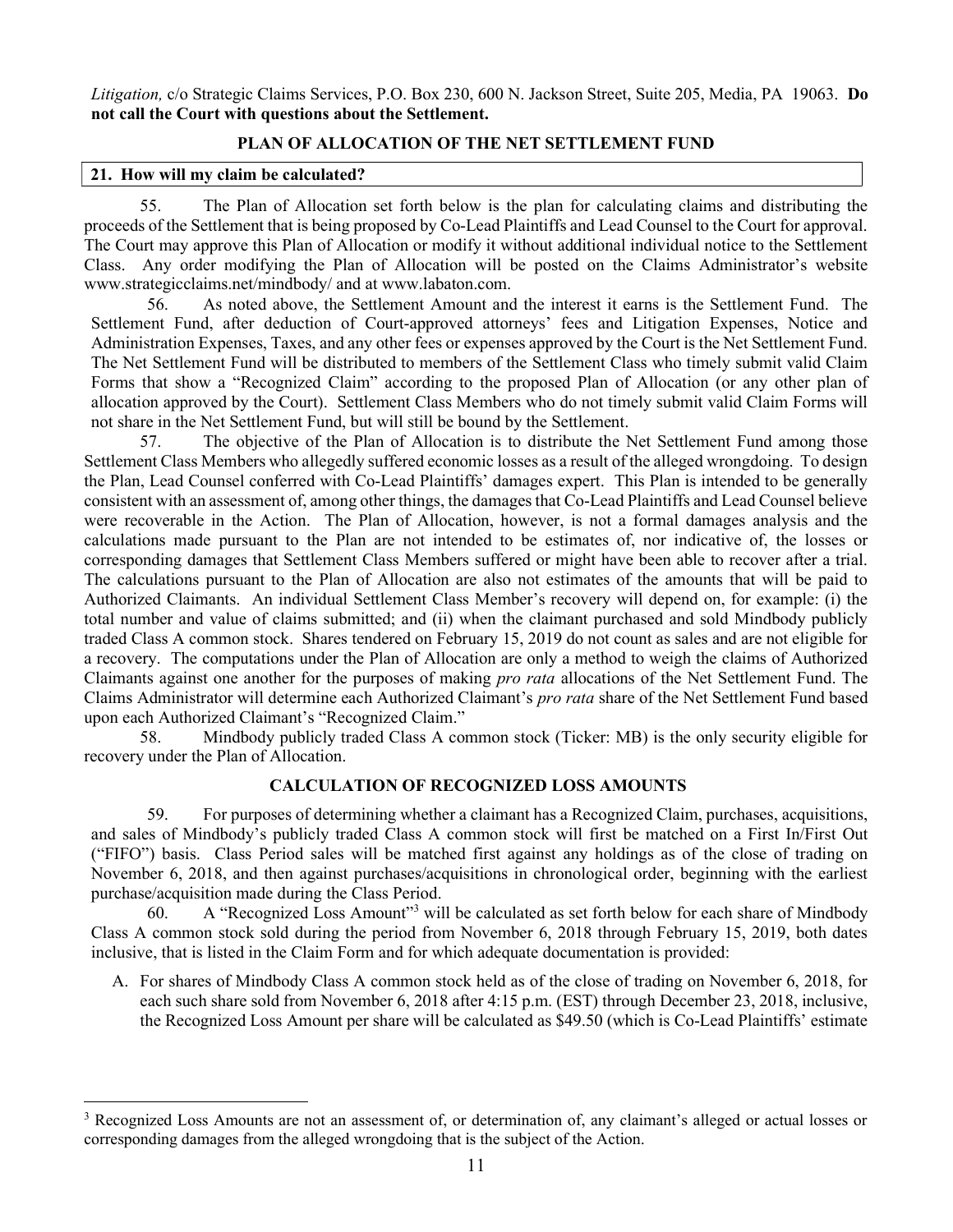*Litigation,* c/o Strategic Claims Services, P.O. Box 230, 600 N. Jackson Street, Suite 205, Media, PA 19063. **Do not call the Court with questions about the Settlement.**

## PLAN OF ALLOCATION OF THE NET SETTLEMENT FUND

### 21. How will my claim be calculated?

55. The Plan of Allocation set forth below is the plan for calculating claims and distributing the proceeds of the Settlement that is being proposed by Co-Lead Plaintiffs and Lead Counsel to the Court for approval. The Court may approve this Plan of Allocation or modify it without additional individual notice to the Settlement Class. Any order modifying the Plan of Allocation will be posted on the Claims Administrator's website www.strategicclaims.net/mindbody/ and at www.labaton.com.

56. As noted above, the Settlement Amount and the interest it earns is the Settlement Fund. The Settlement Fund, after deduction of Court-approved attorneys' fees and Litigation Expenses, Notice and Administration Expenses, Taxes, and any other fees or expenses approved by the Court is the Net Settlement Fund. The Net Settlement Fund will be distributed to members of the Settlement Class who timely submit valid Claim Forms that show a "Recognized Claim" according to the proposed Plan of Allocation (or any other plan of allocation approved by the Court). Settlement Class Members who do not timely submit valid Claim Forms will not share in the Net Settlement Fund, but will still be bound by the Settlement.

57. The objective of the Plan of Allocation is to distribute the Net Settlement Fund among those Settlement Class Members who allegedly suffered economic losses as a result of the alleged wrongdoing. To design the Plan, Lead Counsel conferred with Co-Lead Plaintiffs' damages expert. This Plan is intended to be generally consistent with an assessment of, among other things, the damages that Co-Lead Plaintiffs and Lead Counsel believe were recoverable in the Action. The Plan of Allocation, however, is not a formal damages analysis and the calculations made pursuant to the Plan are not intended to be estimates of, nor indicative of, the losses or corresponding damages that Settlement Class Members suffered or might have been able to recover after a trial. The calculations pursuant to the Plan of Allocation are also not estimates of the amounts that will be paid to Authorized Claimants. An individual Settlement Class Member's recovery will depend on, for example: (i) the total number and value of claims submitted; and (ii) when the claimant purchased and sold Mindbody publicly traded Class A common stock. Shares tendered on February 15, 2019 do not count as sales and are not eligible for a recovery. The computations under the Plan of Allocation are only a method to weigh the claims of Authorized Claimants against one another for the purposes of making *pro rata* allocations of the Net Settlement Fund. The Claims Administrator will determine each Authorized Claimant's *pro rata* share of the Net Settlement Fund based upon each Authorized Claimant's "Recognized Claim."

58. Mindbody publicly traded Class A common stock (Ticker: MB) is the only security eligible for recovery under the Plan of Allocation.

## CALCULATION OF RECOGNIZED LOSS AMOUNTS

59. For purposes of determining whether a claimant has a Recognized Claim, purchases, acquisitions, and sales of Mindbody's publicly traded Class A common stock will first be matched on a First In/First Out ("FIFO") basis. Class Period sales will be matched first against any holdings as of the close of trading on November 6, 2018, and then against purchases/acquisitions in chronological order, beginning with the earliest purchase/acquisition made during the Class Period.

60. A "Recognized Loss Amount"[3] will be calculated as set forth below for each share of Mindbody Class A common stock sold during the period from November 6, 2018 through February 15, 2019, both dates inclusive, that is listed in the Claim Form and for which adequate documentation is provided:

A. For shares of Mindbody Class A common stock held as of the close of trading on November 6, 2018, for each such share sold from November 6, 2018 after 4:15 p.m. (EST) through December 23, 2018, inclusive, the Recognized Loss Amount per share will be calculated as $49.50 (which is Co-Lead Plaintiffs' estimate

[3] Recognized Loss Amounts are not an assessment of, or determination of, any claimant's alleged or actual losses or corresponding damages from the alleged wrongdoing that is the subject of the Action.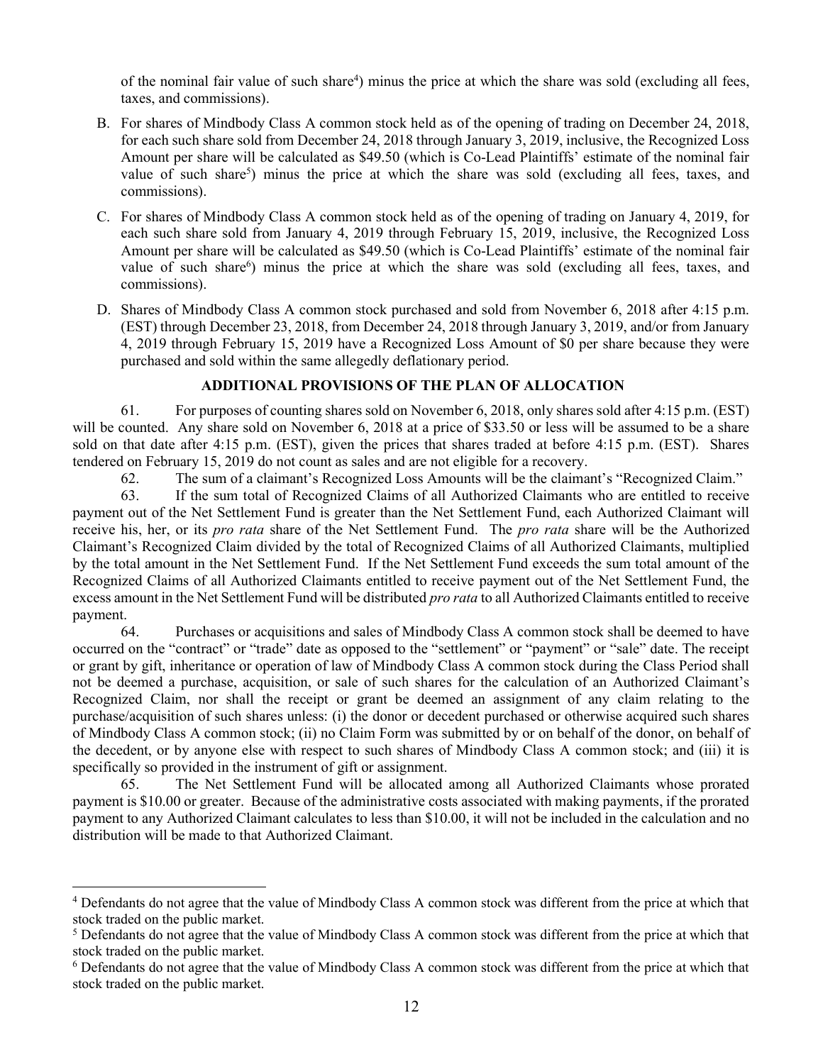of the nominal fair value of such share[4]) minus the price at which the share was sold (excluding all fees, taxes, and commissions).

B. For shares of Mindbody Class A common stock held as of the opening of trading on December 24, 2018, for each such share sold from December 24, 2018 through January 3, 2019, inclusive, the Recognized Loss Amount per share will be calculated as $49.50 (which is Co-Lead Plaintiffs' estimate of the nominal fair value of such share[5]) minus the price at which the share was sold (excluding all fees, taxes, and commissions).

C. For shares of Mindbody Class A common stock held as of the opening of trading on January 4, 2019, for each such share sold from January 4, 2019 through February 15, 2019, inclusive, the Recognized Loss Amount per share will be calculated as $49.50 (which is Co-Lead Plaintiffs' estimate of the nominal fair value of such share[6]) minus the price at which the share was sold (excluding all fees, taxes, and commissions).

D. Shares of Mindbody Class A common stock purchased and sold from November 6, 2018 after 4:15 p.m. (EST) through December 23, 2018, from December 24, 2018 through January 3, 2019, and/or from January 4, 2019 through February 15, 2019 have a Recognized Loss Amount of $0 per share because they were purchased and sold within the same allegedly deflationary period.

## ADDITIONAL PROVISIONS OF THE PLAN OF ALLOCATION

61. For purposes of counting shares sold on November 6, 2018, only shares sold after 4:15 p.m. (EST) will be counted. Any share sold on November 6, 2018 at a price of $33.50 or less will be assumed to be a share sold on that date after 4:15 p.m. (EST), given the prices that shares traded at before 4:15 p.m. (EST). Shares tendered on February 15, 2019 do not count as sales and are not eligible for a recovery.

62. The sum of a claimant's Recognized Loss Amounts will be the claimant's "Recognized Claim."

63. If the sum total of Recognized Claims of all Authorized Claimants who are entitled to receive payment out of the Net Settlement Fund is greater than the Net Settlement Fund, each Authorized Claimant will receive his, her, or its *pro rata* share of the Net Settlement Fund. The *pro rata* share will be the Authorized Claimant's Recognized Claim divided by the total of Recognized Claims of all Authorized Claimants, multiplied by the total amount in the Net Settlement Fund. If the Net Settlement Fund exceeds the sum total amount of the Recognized Claims of all Authorized Claimants entitled to receive payment out of the Net Settlement Fund, the excess amount in the Net Settlement Fund will be distributed *pro rata* to all Authorized Claimants entitled to receive payment.

64. Purchases or acquisitions and sales of Mindbody Class A common stock shall be deemed to have occurred on the "contract" or "trade" date as opposed to the "settlement" or "payment" or "sale" date. The receipt or grant by gift, inheritance or operation of law of Mindbody Class A common stock during the Class Period shall not be deemed a purchase, acquisition, or sale of such shares for the calculation of an Authorized Claimant's Recognized Claim, nor shall the receipt or grant be deemed an assignment of any claim relating to the purchase/acquisition of such shares unless: (i) the donor or decedent purchased or otherwise acquired such shares of Mindbody Class A common stock; (ii) no Claim Form was submitted by or on behalf of the donor, on behalf of the decedent, or by anyone else with respect to such shares of Mindbody Class A common stock; and (iii) it is specifically so provided in the instrument of gift or assignment.

65. The Net Settlement Fund will be allocated among all Authorized Claimants whose prorated payment is $10.00 or greater. Because of the administrative costs associated with making payments, if the prorated payment to any Authorized Claimant calculates to less than $10.00, it will not be included in the calculation and no distribution will be made to that Authorized Claimant.

---

[4] Defendants do not agree that the value of Mindbody Class A common stock was different from the price at which that stock traded on the public market.

[5] Defendants do not agree that the value of Mindbody Class A common stock was different from the price at which that stock traded on the public market.

[6] Defendants do not agree that the value of Mindbody Class A common stock was different from the price at which that stock traded on the public market.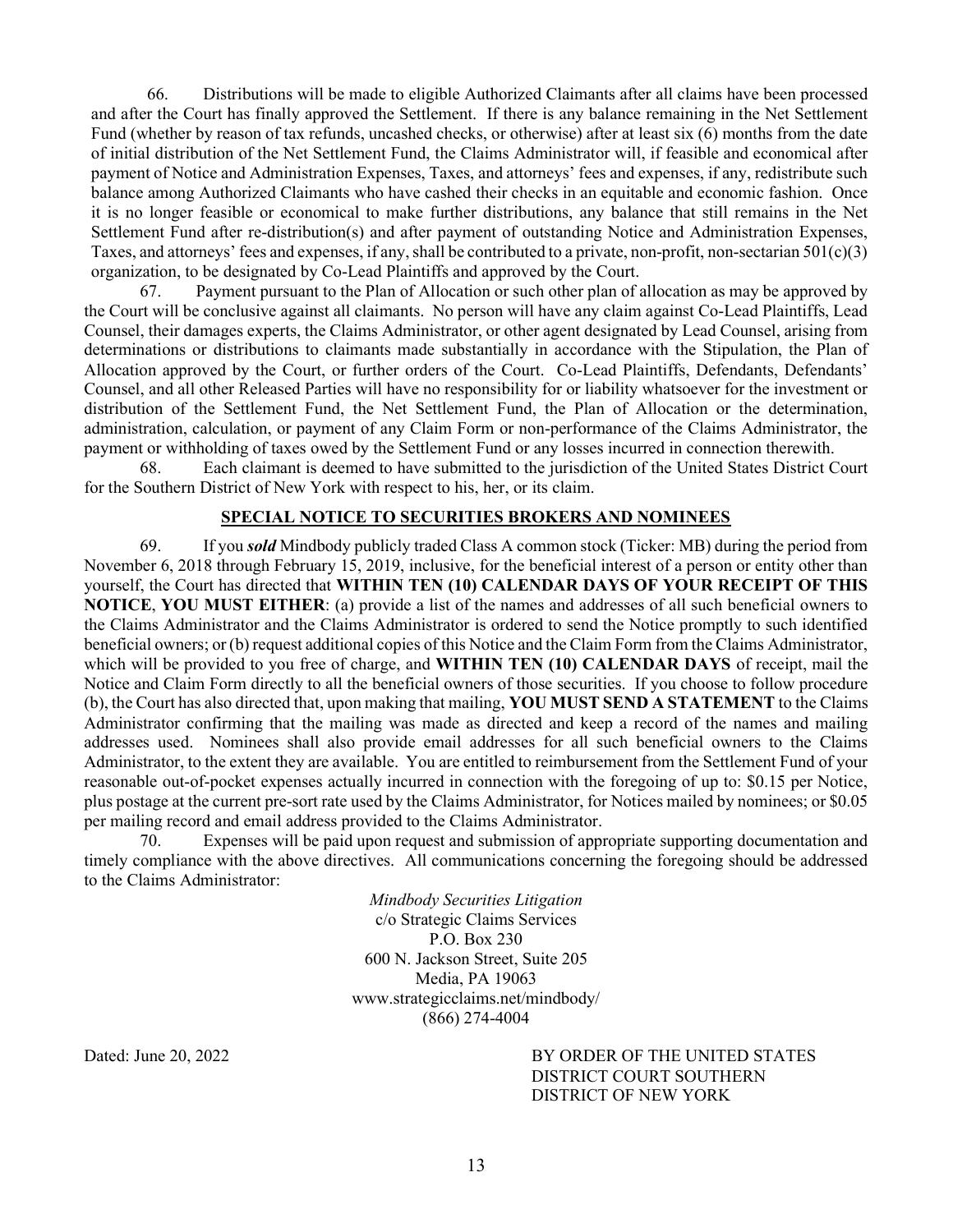66. Distributions will be made to eligible Authorized Claimants after all claims have been processed and after the Court has finally approved the Settlement. If there is any balance remaining in the Net Settlement Fund (whether by reason of tax refunds, uncashed checks, or otherwise) after at least six (6) months from the date of initial distribution of the Net Settlement Fund, the Claims Administrator will, if feasible and economical after payment of Notice and Administration Expenses, Taxes, and attorneys' fees and expenses, if any, redistribute such balance among Authorized Claimants who have cashed their checks in an equitable and economic fashion. Once it is no longer feasible or economical to make further distributions, any balance that still remains in the Net Settlement Fund after re-distribution(s) and after payment of outstanding Notice and Administration Expenses, Taxes, and attorneys' fees and expenses, if any, shall be contributed to a private, non-profit, non-sectarian 501(c)(3) organization, to be designated by Co-Lead Plaintiffs and approved by the Court.

67. Payment pursuant to the Plan of Allocation or such other plan of allocation as may be approved by the Court will be conclusive against all claimants. No person will have any claim against Co-Lead Plaintiffs, Lead Counsel, their damages experts, the Claims Administrator, or other agent designated by Lead Counsel, arising from determinations or distributions to claimants made substantially in accordance with the Stipulation, the Plan of Allocation approved by the Court, or further orders of the Court. Co-Lead Plaintiffs, Defendants, Defendants' Counsel, and all other Released Parties will have no responsibility for or liability whatsoever for the investment or distribution of the Settlement Fund, the Net Settlement Fund, the Plan of Allocation or the determination, administration, calculation, or payment of any Claim Form or non-performance of the Claims Administrator, the payment or withholding of taxes owed by the Settlement Fund or any losses incurred in connection therewith.

68. Each claimant is deemed to have submitted to the jurisdiction of the United States District Court for the Southern District of New York with respect to his, her, or its claim.

## SPECIAL NOTICE TO SECURITIES BROKERS AND NOMINEES

69. If you ***sold*** Mindbody publicly traded Class A common stock (Ticker: MB) during the period from November 6, 2018 through February 15, 2019, inclusive, for the beneficial interest of a person or entity other than yourself, the Court has directed that **WITHIN TEN (10) CALENDAR DAYS OF YOUR RECEIPT OF THIS NOTICE**, **YOU MUST EITHER**: (a) provide a list of the names and addresses of all such beneficial owners to the Claims Administrator and the Claims Administrator is ordered to send the Notice promptly to such identified beneficial owners; or (b) request additional copies of this Notice and the Claim Form from the Claims Administrator, which will be provided to you free of charge, and **WITHIN TEN (10) CALENDAR DAYS** of receipt, mail the Notice and Claim Form directly to all the beneficial owners of those securities. If you choose to follow procedure (b), the Court has also directed that, upon making that mailing, **YOU MUST SEND A STATEMENT** to the Claims Administrator confirming that the mailing was made as directed and keep a record of the names and mailing addresses used. Nominees shall also provide email addresses for all such beneficial owners to the Claims Administrator, to the extent they are available. You are entitled to reimbursement from the Settlement Fund of your reasonable out-of-pocket expenses actually incurred in connection with the foregoing of up to: $0.15 per Notice, plus postage at the current pre-sort rate used by the Claims Administrator, for Notices mailed by nominees; or $0.05 per mailing record and email address provided to the Claims Administrator.

70. Expenses will be paid upon request and submission of appropriate supporting documentation and timely compliance with the above directives. All communications concerning the foregoing should be addressed to the Claims Administrator:

*Mindbody Securities Litigation*
c/o Strategic Claims Services
P.O. Box 230
600 N. Jackson Street, Suite 205
Media, PA 19063
www.strategicclaims.net/mindbody/
(866) 274-4004

Dated: June 20, 2022

BY ORDER OF THE UNITED STATES DISTRICT COURT SOUTHERN DISTRICT OF NEW YORK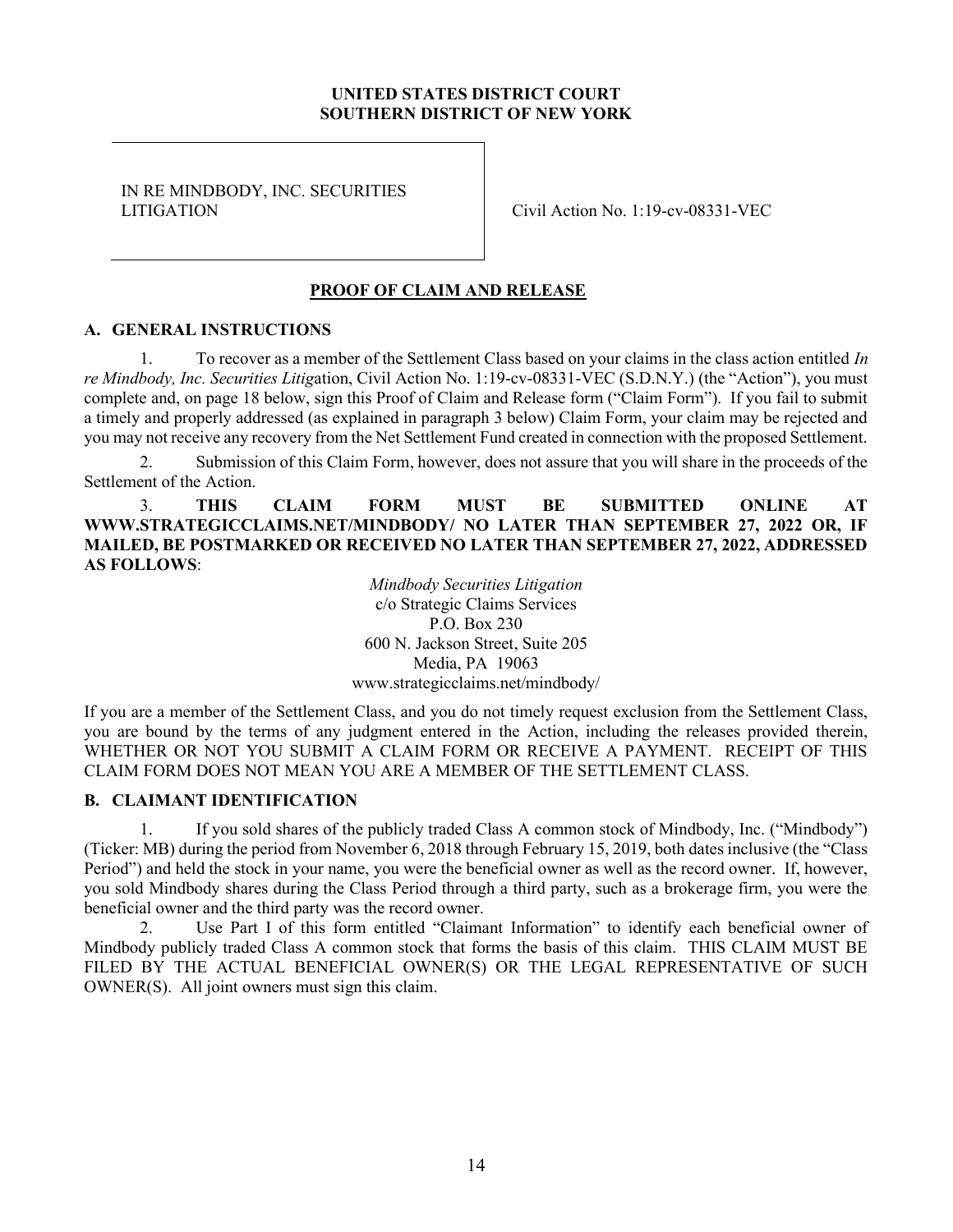**UNITED STATES DISTRICT COURT**
**SOUTHERN DISTRICT OF NEW YORK**

| | |
|---|---|
| IN RE MINDBODY, INC. SECURITIES LITIGATION | Civil Action No. 1:19-cv-08331-VEC |

**PROOF OF CLAIM AND RELEASE**

## A. GENERAL INSTRUCTIONS

1. To recover as a member of the Settlement Class based on your claims in the class action entitled *In re Mindbody, Inc. Securities Litig*ation, Civil Action No. 1:19-cv-08331-VEC (S.D.N.Y.) (the "Action"), you must complete and, on page 18 below, sign this Proof of Claim and Release form ("Claim Form"). If you fail to submit a timely and properly addressed (as explained in paragraph 3 below) Claim Form, your claim may be rejected and you may not receive any recovery from the Net Settlement Fund created in connection with the proposed Settlement.

2. Submission of this Claim Form, however, does not assure that you will share in the proceeds of the Settlement of the Action.

3. **THIS CLAIM FORM MUST BE SUBMITTED ONLINE AT WWW.STRATEGICCLAIMS.NET/MINDBODY/ NO LATER THAN SEPTEMBER 27, 2022 OR, IF MAILED, BE POSTMARKED OR RECEIVED NO LATER THAN SEPTEMBER 27, 2022, ADDRESSED AS FOLLOWS**:

*Mindbody Securities Litigation*
c/o Strategic Claims Services
P.O. Box 230
600 N. Jackson Street, Suite 205
Media, PA 19063
www.strategicclaims.net/mindbody/

If you are a member of the Settlement Class, and you do not timely request exclusion from the Settlement Class, you are bound by the terms of any judgment entered in the Action, including the releases provided therein, WHETHER OR NOT YOU SUBMIT A CLAIM FORM OR RECEIVE A PAYMENT. RECEIPT OF THIS CLAIM FORM DOES NOT MEAN YOU ARE A MEMBER OF THE SETTLEMENT CLASS.

## B. CLAIMANT IDENTIFICATION

1. If you sold shares of the publicly traded Class A common stock of Mindbody, Inc. ("Mindbody") (Ticker: MB) during the period from November 6, 2018 through February 15, 2019, both dates inclusive (the "Class Period") and held the stock in your name, you were the beneficial owner as well as the record owner. If, however, you sold Mindbody shares during the Class Period through a third party, such as a brokerage firm, you were the beneficial owner and the third party was the record owner.

2. Use Part I of this form entitled "Claimant Information" to identify each beneficial owner of Mindbody publicly traded Class A common stock that forms the basis of this claim. THIS CLAIM MUST BE FILED BY THE ACTUAL BENEFICIAL OWNER(S) OR THE LEGAL REPRESENTATIVE OF SUCH OWNER(S). All joint owners must sign this claim.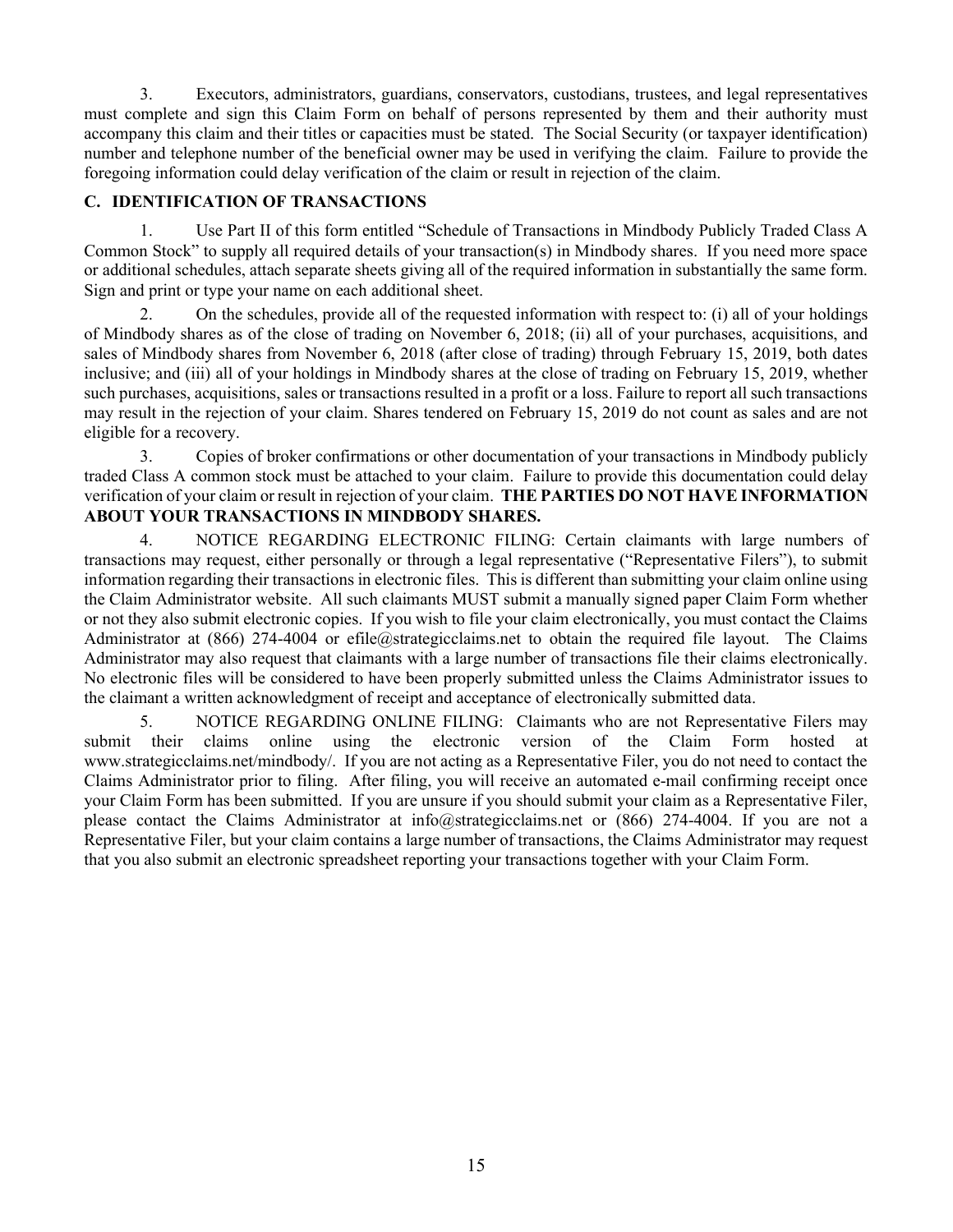3. Executors, administrators, guardians, conservators, custodians, trustees, and legal representatives must complete and sign this Claim Form on behalf of persons represented by them and their authority must accompany this claim and their titles or capacities must be stated. The Social Security (or taxpayer identification) number and telephone number of the beneficial owner may be used in verifying the claim. Failure to provide the foregoing information could delay verification of the claim or result in rejection of the claim.

## C. IDENTIFICATION OF TRANSACTIONS

1. Use Part II of this form entitled "Schedule of Transactions in Mindbody Publicly Traded Class A Common Stock" to supply all required details of your transaction(s) in Mindbody shares. If you need more space or additional schedules, attach separate sheets giving all of the required information in substantially the same form. Sign and print or type your name on each additional sheet.

2. On the schedules, provide all of the requested information with respect to: (i) all of your holdings of Mindbody shares as of the close of trading on November 6, 2018; (ii) all of your purchases, acquisitions, and sales of Mindbody shares from November 6, 2018 (after close of trading) through February 15, 2019, both dates inclusive; and (iii) all of your holdings in Mindbody shares at the close of trading on February 15, 2019, whether such purchases, acquisitions, sales or transactions resulted in a profit or a loss. Failure to report all such transactions may result in the rejection of your claim. Shares tendered on February 15, 2019 do not count as sales and are not eligible for a recovery.

3. Copies of broker confirmations or other documentation of your transactions in Mindbody publicly traded Class A common stock must be attached to your claim. Failure to provide this documentation could delay verification of your claim or result in rejection of your claim. **THE PARTIES DO NOT HAVE INFORMATION ABOUT YOUR TRANSACTIONS IN MINDBODY SHARES.**

4. NOTICE REGARDING ELECTRONIC FILING: Certain claimants with large numbers of transactions may request, either personally or through a legal representative ("Representative Filers"), to submit information regarding their transactions in electronic files. This is different than submitting your claim online using the Claim Administrator website. All such claimants MUST submit a manually signed paper Claim Form whether or not they also submit electronic copies. If you wish to file your claim electronically, you must contact the Claims Administrator at (866) 274-4004 or efile@strategicclaims.net to obtain the required file layout. The Claims Administrator may also request that claimants with a large number of transactions file their claims electronically. No electronic files will be considered to have been properly submitted unless the Claims Administrator issues to the claimant a written acknowledgment of receipt and acceptance of electronically submitted data.

5. NOTICE REGARDING ONLINE FILING: Claimants who are not Representative Filers may submit their claims online using the electronic version of the Claim Form hosted at www.strategicclaims.net/mindbody/. If you are not acting as a Representative Filer, you do not need to contact the Claims Administrator prior to filing. After filing, you will receive an automated e-mail confirming receipt once your Claim Form has been submitted. If you are unsure if you should submit your claim as a Representative Filer, please contact the Claims Administrator at info@strategicclaims.net or (866) 274-4004. If you are not a Representative Filer, but your claim contains a large number of transactions, the Claims Administrator may request that you also submit an electronic spreadsheet reporting your transactions together with your Claim Form.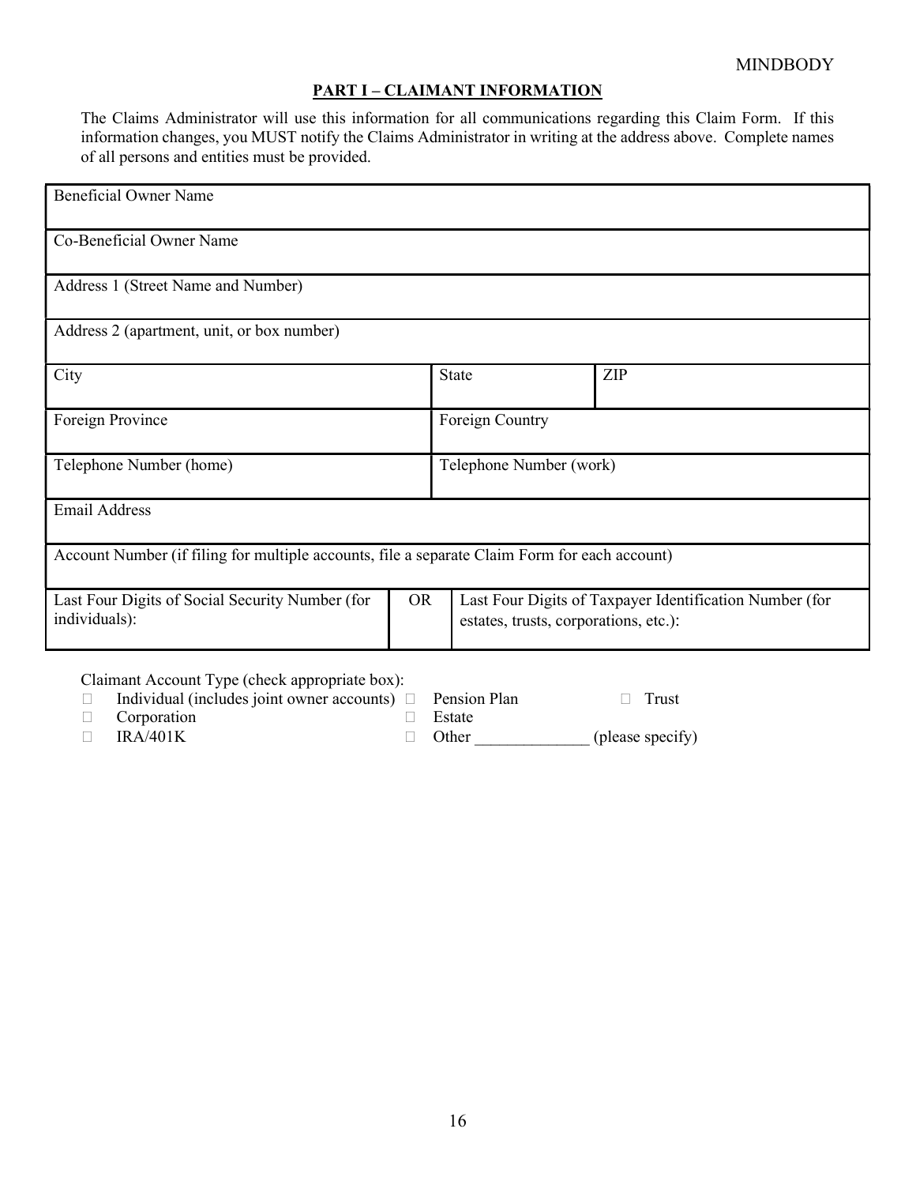## PART I – CLAIMANT INFORMATION

The Claims Administrator will use this information for all communications regarding this Claim Form. If this information changes, you MUST notify the Claims Administrator in writing at the address above. Complete names of all persons and entities must be provided.

| Beneficial Owner Name | | | |
|---|---|---|---|
| Co-Beneficial Owner Name | | | |
| Address 1 (Street Name and Number) | | | |
| Address 2 (apartment, unit, or box number) | | | |
| City | | State | ZIP |
| Foreign Province | | Foreign Country | |
| Telephone Number (home) | | Telephone Number (work) | |
| Email Address | | | |
| Account Number (if filing for multiple accounts, file a separate Claim Form for each account) | | | |
| Last Four Digits of Social Security Number (for individuals): | OR | Last Four Digits of Taxpayer Identification Number (for estates, trusts, corporations, etc.): | |

Claimant Account Type (check appropriate box):

- ☐ Individual (includes joint owner accounts)
- ☐ Pension Plan
- ☐ Trust
- ☐ Corporation
- ☐ Estate
- ☐ IRA/401K
- ☐ Other ______________ (please specify)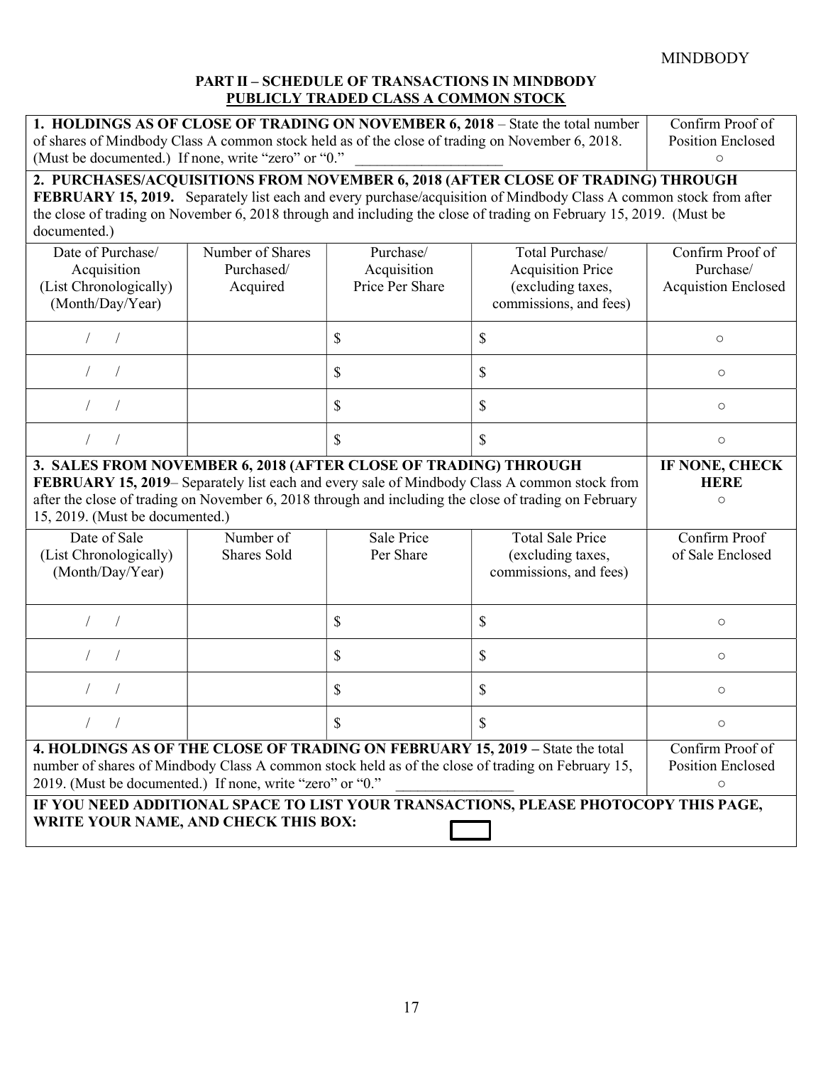**PART II – SCHEDULE OF TRANSACTIONS IN MINDBODY**
**PUBLICLY TRADED CLASS A COMMON STOCK**

**1. HOLDINGS AS OF CLOSE OF TRADING ON NOVEMBER 6, 2018** – State the total number of shares of Mindbody Class A common stock held as of the close of trading on November 6, 2018. (Must be documented.) If none, write "zero" or "0." \_\_\_\_\_\_\_\_\_\_\_\_\_\_\_\_\_\_\_

Confirm Proof of Position Enclosed ○

**2. PURCHASES/ACQUISITIONS FROM NOVEMBER 6, 2018 (AFTER CLOSE OF TRADING) THROUGH FEBRUARY 15, 2019.** Separately list each and every purchase/acquisition of Mindbody Class A common stock from after the close of trading on November 6, 2018 through and including the close of trading on February 15, 2019. (Must be documented.)

| Date of Purchase/ Acquisition (List Chronologically) (Month/Day/Year) | Number of Shares Purchased/ Acquired | Purchase/ Acquisition Price Per Share | Total Purchase/ Acquisition Price (excluding taxes, commissions, and fees) | Confirm Proof of Purchase/ Acquistion Enclosed |
|---|---|---|---|---|
| / / | | $ | $ | ○ |
| / / | | $ | $ | ○ |
| / / | | $ | $ | ○ |
| / / | | $ | $ | ○ |

**3. SALES FROM NOVEMBER 6, 2018 (AFTER CLOSE OF TRADING) THROUGH FEBRUARY 15, 2019**– Separately list each and every sale of Mindbody Class A common stock from after the close of trading on November 6, 2018 through and including the close of trading on February 15, 2019. (Must be documented.)

**IF NONE, CHECK HERE** ○

| Date of Sale (List Chronologically) (Month/Day/Year) | Number of Shares Sold | Sale Price Per Share | Total Sale Price (excluding taxes, commissions, and fees) | Confirm Proof of Sale Enclosed |
|---|---|---|---|---|
| / / | | $ | $ | ○ |
| / / | | $ | $ | ○ |
| / / | | $ | $ | ○ |
| / / | | $ | $ | ○ |

**4. HOLDINGS AS OF THE CLOSE OF TRADING ON FEBRUARY 15, 2019** – State the total number of shares of Mindbody Class A common stock held as of the close of trading on February 15, 2019. (Must be documented.) If none, write "zero" or "0." \_\_\_\_\_\_\_\_\_\_\_\_\_\_\_\_

Confirm Proof of Position Enclosed ○

**IF YOU NEED ADDITIONAL SPACE TO LIST YOUR TRANSACTIONS, PLEASE PHOTOCOPY THIS PAGE, WRITE YOUR NAME, AND CHECK THIS BOX:** ☐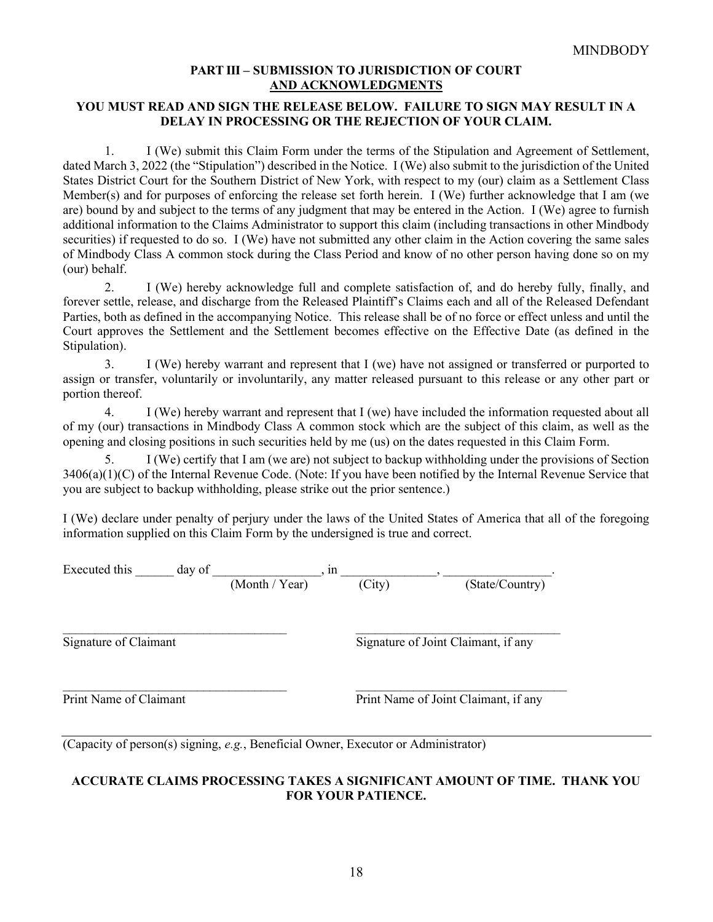**PART III – SUBMISSION TO JURISDICTION OF COURT AND ACKNOWLEDGMENTS**

**YOU MUST READ AND SIGN THE RELEASE BELOW. FAILURE TO SIGN MAY RESULT IN A DELAY IN PROCESSING OR THE REJECTION OF YOUR CLAIM.**

1. I (We) submit this Claim Form under the terms of the Stipulation and Agreement of Settlement, dated March 3, 2022 (the "Stipulation") described in the Notice. I (We) also submit to the jurisdiction of the United States District Court for the Southern District of New York, with respect to my (our) claim as a Settlement Class Member(s) and for purposes of enforcing the release set forth herein. I (We) further acknowledge that I am (we are) bound by and subject to the terms of any judgment that may be entered in the Action. I (We) agree to furnish additional information to the Claims Administrator to support this claim (including transactions in other Mindbody securities) if requested to do so. I (We) have not submitted any other claim in the Action covering the same sales of Mindbody Class A common stock during the Class Period and know of no other person having done so on my (our) behalf.

2. I (We) hereby acknowledge full and complete satisfaction of, and do hereby fully, finally, and forever settle, release, and discharge from the Released Plaintiff's Claims each and all of the Released Defendant Parties, both as defined in the accompanying Notice. This release shall be of no force or effect unless and until the Court approves the Settlement and the Settlement becomes effective on the Effective Date (as defined in the Stipulation).

3. I (We) hereby warrant and represent that I (we) have not assigned or transferred or purported to assign or transfer, voluntarily or involuntarily, any matter released pursuant to this release or any other part or portion thereof.

4. I (We) hereby warrant and represent that I (we) have included the information requested about all of my (our) transactions in Mindbody Class A common stock which are the subject of this claim, as well as the opening and closing positions in such securities held by me (us) on the dates requested in this Claim Form.

5. I (We) certify that I am (we are) not subject to backup withholding under the provisions of Section 3406(a)(1)(C) of the Internal Revenue Code. (Note: If you have been notified by the Internal Revenue Service that you are subject to backup withholding, please strike out the prior sentence.)

I (We) declare under penalty of perjury under the laws of the United States of America that all of the foregoing information supplied on this Claim Form by the undersigned is true and correct.

Executed this ______ day of ________________, in _______________, ________________.
(Month / Year) (City) (State/Country)

___________________________________ ___________________________________
Signature of Claimant Signature of Joint Claimant, if any

___________________________________ ___________________________________
Print Name of Claimant Print Name of Joint Claimant, if any

___________________________________________________________________________
(Capacity of person(s) signing, *e.g.*, Beneficial Owner, Executor or Administrator)

**ACCURATE CLAIMS PROCESSING TAKES A SIGNIFICANT AMOUNT OF TIME. THANK YOU FOR YOUR PATIENCE.**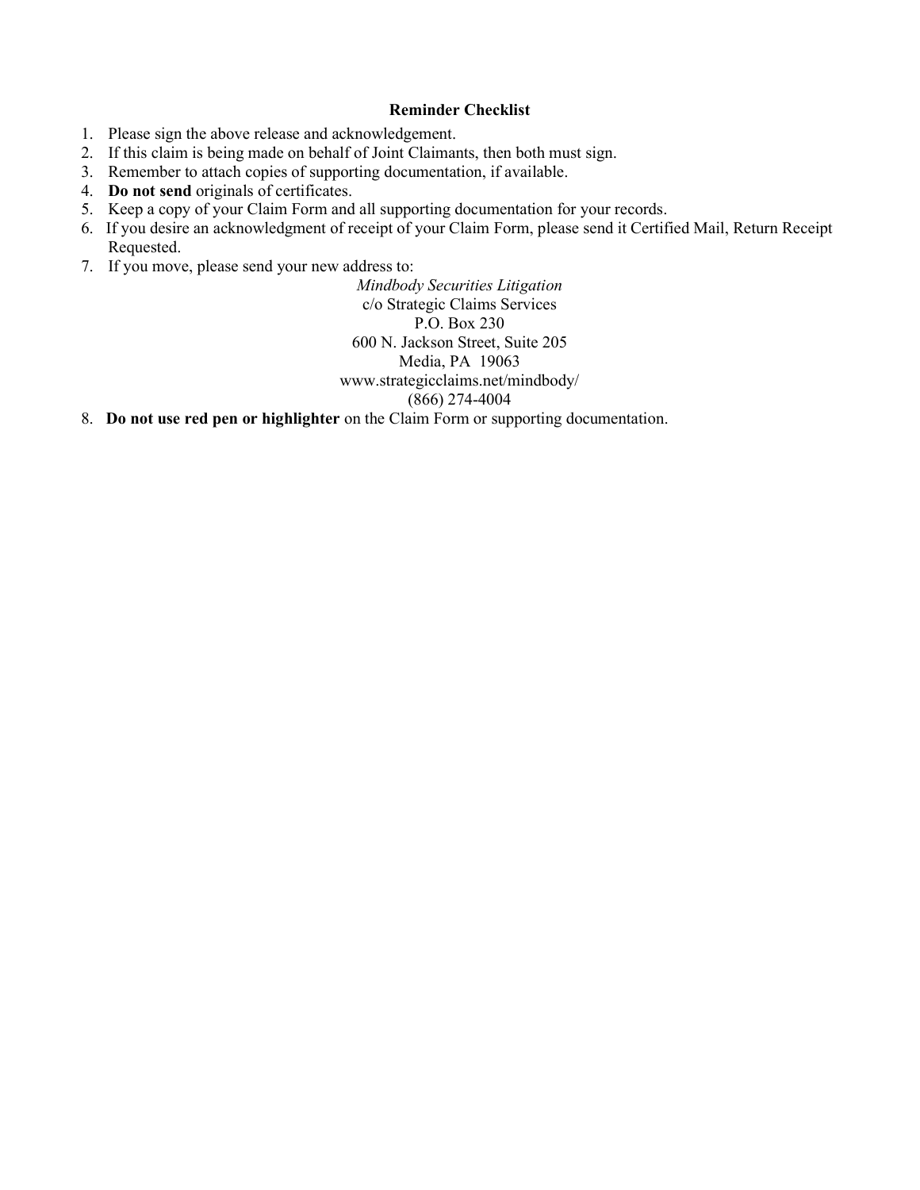**Reminder Checklist**

1. Please sign the above release and acknowledgement.
2. If this claim is being made on behalf of Joint Claimants, then both must sign.
3. Remember to attach copies of supporting documentation, if available.
4. **Do not send** originals of certificates.
5. Keep a copy of your Claim Form and all supporting documentation for your records.
6. If you desire an acknowledgment of receipt of your Claim Form, please send it Certified Mail, Return Receipt Requested.
7. If you move, please send your new address to:

   *Mindbody Securities Litigation*
   c/o Strategic Claims Services
   P.O. Box 230
   600 N. Jackson Street, Suite 205
   Media, PA 19063
   www.strategicclaims.net/mindbody/
   (866) 274-4004

8. **Do not use red pen or highlighter** on the Claim Form or supporting documentation.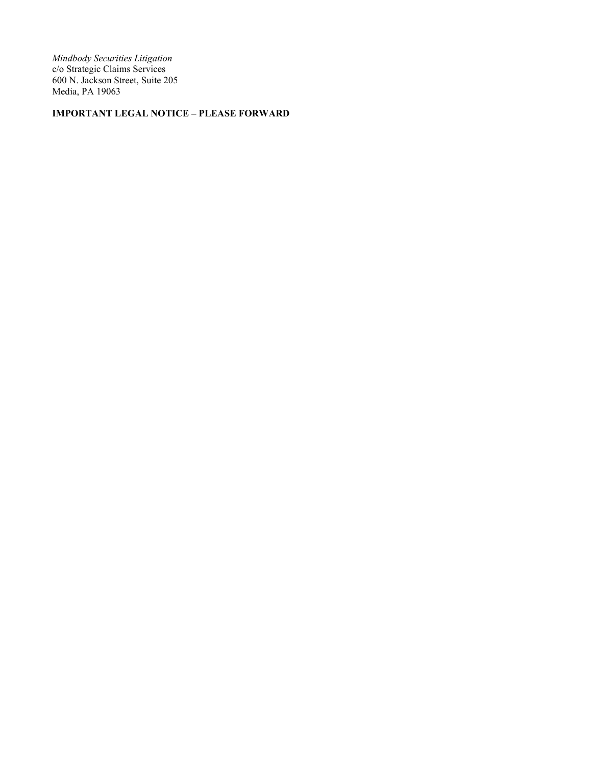*Mindbody Securities Litigation*
c/o Strategic Claims Services
600 N. Jackson Street, Suite 205
Media, PA 19063

**IMPORTANT LEGAL NOTICE – PLEASE FORWARD**